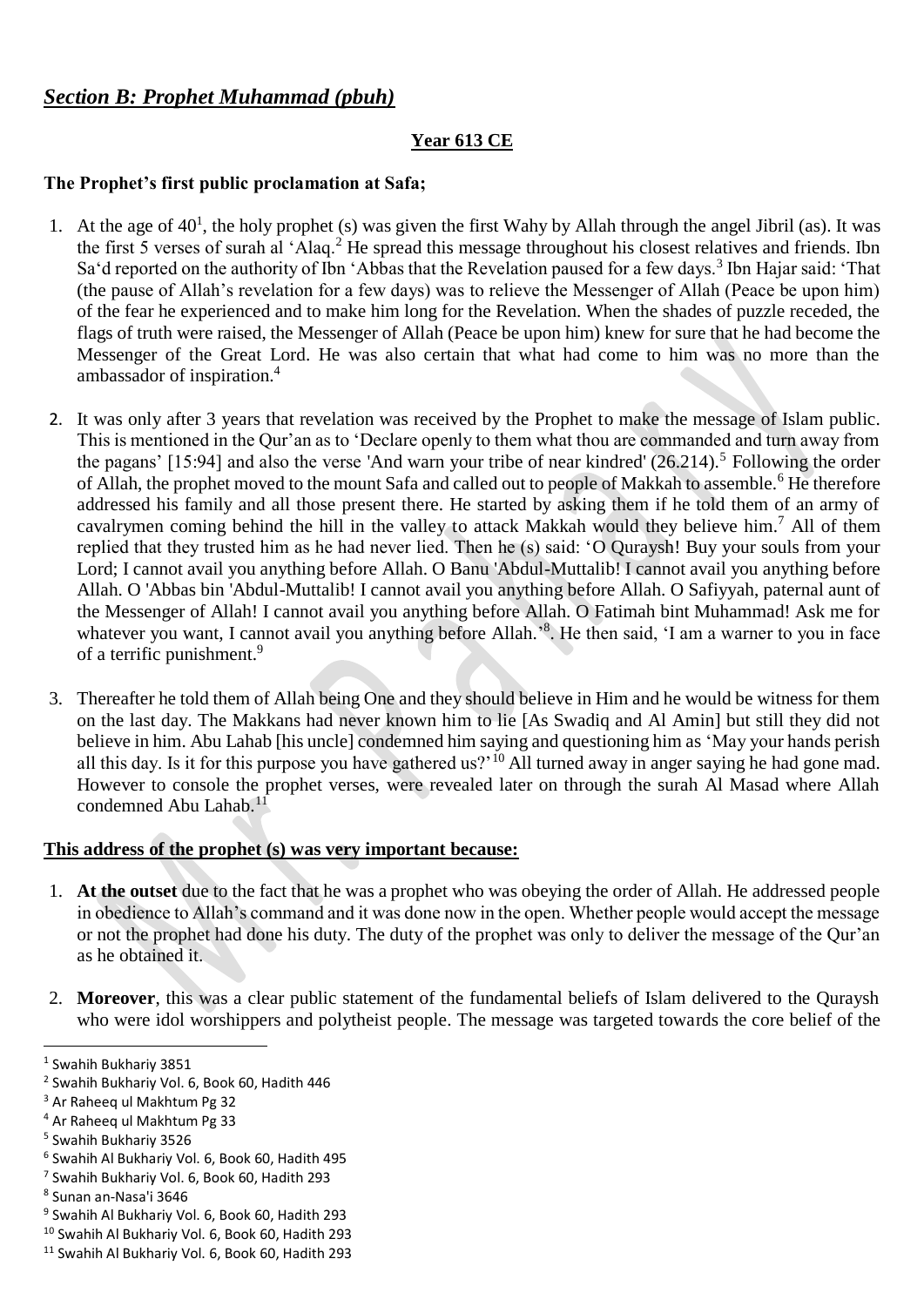## *Section B: Prophet Muhammad (pbuh)*

**Year 613 CE**

**The Prophet's first public proclamation at Safa;**

1. At the age of 40[1], the holy prophet (s) was given the first Wahy by Allah through the angel Jibril (as). It was the first 5 verses of surah al 'Alaq.[2] He spread this message throughout his closest relatives and friends. Ibn Sa'd reported on the authority of Ibn 'Abbas that the Revelation paused for a few days.[3] Ibn Hajar said: 'That (the pause of Allah's revelation for a few days) was to relieve the Messenger of Allah (Peace be upon him) of the fear he experienced and to make him long for the Revelation. When the shades of puzzle receded, the flags of truth were raised, the Messenger of Allah (Peace be upon him) knew for sure that he had become the Messenger of the Great Lord. He was also certain that what had come to him was no more than the ambassador of inspiration.[4]

2. It was only after 3 years that revelation was received by the Prophet to make the message of Islam public. This is mentioned in the Qur'an as to 'Declare openly to them what thou are commanded and turn away from the pagans' [15:94] and also the verse 'And warn your tribe of near kindred' (26.214).[5] Following the order of Allah, the prophet moved to the mount Safa and called out to people of Makkah to assemble.[6] He therefore addressed his family and all those present there. He started by asking them if he told them of an army of cavalrymen coming behind the hill in the valley to attack Makkah would they believe him.[7] All of them replied that they trusted him as he had never lied. Then he (s) said: 'O Quraysh! Buy your souls from your Lord; I cannot avail you anything before Allah. O Banu 'Abdul-Muttalib! I cannot avail you anything before Allah. O 'Abbas bin 'Abdul-Muttalib! I cannot avail you anything before Allah. O Safiyyah, paternal aunt of the Messenger of Allah! I cannot avail you anything before Allah. O Fatimah bint Muhammad! Ask me for whatever you want, I cannot avail you anything before Allah.'[8]. He then said, 'I am a warner to you in face of a terrific punishment.[9]

3. Thereafter he told them of Allah being One and they should believe in Him and he would be witness for them on the last day. The Makkans had never known him to lie [As Swadiq and Al Amin] but still they did not believe in him. Abu Lahab [his uncle] condemned him saying and questioning him as 'May your hands perish all this day. Is it for this purpose you have gathered us?'[10] All turned away in anger saying he had gone mad. However to console the prophet verses, were revealed later on through the surah Al Masad where Allah condemned Abu Lahab.[11]

**This address of the prophet (s) was very important because:**

1. **At the outset** due to the fact that he was a prophet who was obeying the order of Allah. He addressed people in obedience to Allah's command and it was done now in the open. Whether people would accept the message or not the prophet had done his duty. The duty of the prophet was only to deliver the message of the Qur'an as he obtained it.

2. **Moreover**, this was a clear public statement of the fundamental beliefs of Islam delivered to the Quraysh who were idol worshippers and polytheist people. The message was targeted towards the core belief of the

---

[1] Swahih Bukhariy 3851
[2] Swahih Bukhariy Vol. 6, Book 60, Hadith 446
[3] Ar Raheeq ul Makhtum Pg 32
[4] Ar Raheeq ul Makhtum Pg 33
[5] Swahih Bukhariy 3526
[6] Swahih Al Bukhariy Vol. 6, Book 60, Hadith 495
[7] Swahih Bukhariy Vol. 6, Book 60, Hadith 293
[8] Sunan an-Nasa'i 3646
[9] Swahih Al Bukhariy Vol. 6, Book 60, Hadith 293
[10] Swahih Al Bukhariy Vol. 6, Book 60, Hadith 293
[11] Swahih Al Bukhariy Vol. 6, Book 60, Hadith 293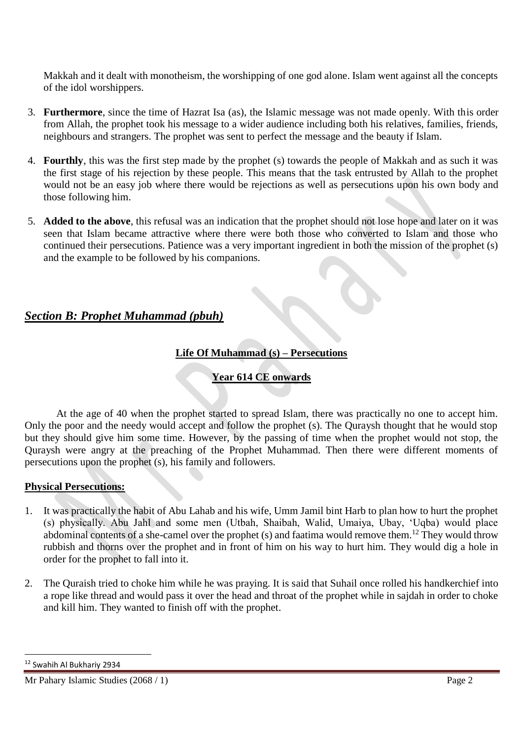Makkah and it dealt with monotheism, the worshipping of one god alone. Islam went against all the concepts of the idol worshippers.

3. **Furthermore**, since the time of Hazrat Isa (as), the Islamic message was not made openly. With this order from Allah, the prophet took his message to a wider audience including both his relatives, families, friends, neighbours and strangers. The prophet was sent to perfect the message and the beauty if Islam.

4. **Fourthly**, this was the first step made by the prophet (s) towards the people of Makkah and as such it was the first stage of his rejection by these people. This means that the task entrusted by Allah to the prophet would not be an easy job where there would be rejections as well as persecutions upon his own body and those following him.

5. **Added to the above**, this refusal was an indication that the prophet should not lose hope and later on it was seen that Islam became attractive where there were both those who converted to Islam and those who continued their persecutions. Patience was a very important ingredient in both the mission of the prophet (s) and the example to be followed by his companions.

## ***Section B: Prophet Muhammad (pbuh)***

### **Life Of Muhammad (s) – Persecutions**

### **Year 614 CE onwards**

At the age of 40 when the prophet started to spread Islam, there was practically no one to accept him. Only the poor and the needy would accept and follow the prophet (s). The Quraysh thought that he would stop but they should give him some time. However, by the passing of time when the prophet would not stop, the Quraysh were angry at the preaching of the Prophet Muhammad. Then there were different moments of persecutions upon the prophet (s), his family and followers.

**Physical Persecutions:**

1. It was practically the habit of Abu Lahab and his wife, Umm Jamil bint Harb to plan how to hurt the prophet (s) physically. Abu Jahl and some men (Utbah, Shaibah, Walid, Umaiya, Ubay, 'Uqba) would place abdominal contents of a she-camel over the prophet (s) and faatima would remove them.[12] They would throw rubbish and thorns over the prophet and in front of him on his way to hurt him. They would dig a hole in order for the prophet to fall into it.

2. The Quraish tried to choke him while he was praying. It is said that Suhail once rolled his handkerchief into a rope like thread and would pass it over the head and throat of the prophet while in sajdah in order to choke and kill him. They wanted to finish off with the prophet.

[12] Swahih Al Bukhariy 2934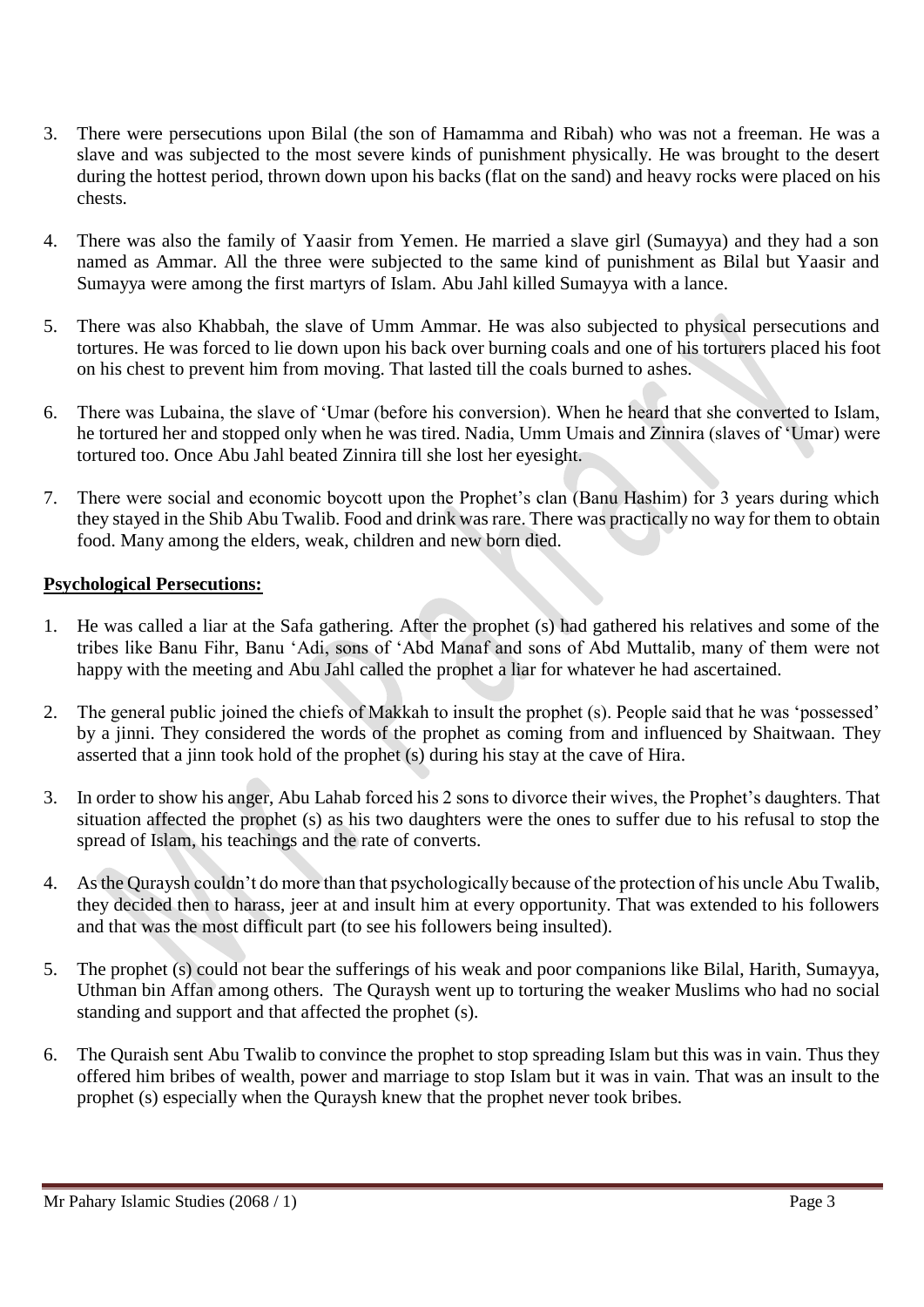3. There were persecutions upon Bilal (the son of Hamamma and Ribah) who was not a freeman. He was a slave and was subjected to the most severe kinds of punishment physically. He was brought to the desert during the hottest period, thrown down upon his backs (flat on the sand) and heavy rocks were placed on his chests.

4. There was also the family of Yaasir from Yemen. He married a slave girl (Sumayya) and they had a son named as Ammar. All the three were subjected to the same kind of punishment as Bilal but Yaasir and Sumayya were among the first martyrs of Islam. Abu Jahl killed Sumayya with a lance.

5. There was also Khabbah, the slave of Umm Ammar. He was also subjected to physical persecutions and tortures. He was forced to lie down upon his back over burning coals and one of his torturers placed his foot on his chest to prevent him from moving. That lasted till the coals burned to ashes.

6. There was Lubaina, the slave of 'Umar (before his conversion). When he heard that she converted to Islam, he tortured her and stopped only when he was tired. Nadia, Umm Umais and Zinnira (slaves of 'Umar) were tortured too. Once Abu Jahl beated Zinnira till she lost her eyesight.

7. There were social and economic boycott upon the Prophet's clan (Banu Hashim) for 3 years during which they stayed in the Shib Abu Twalib. Food and drink was rare. There was practically no way for them to obtain food. Many among the elders, weak, children and new born died.

**Psychological Persecutions:**

1. He was called a liar at the Safa gathering. After the prophet (s) had gathered his relatives and some of the tribes like Banu Fihr, Banu 'Adi, sons of 'Abd Manaf and sons of Abd Muttalib, many of them were not happy with the meeting and Abu Jahl called the prophet a liar for whatever he had ascertained.

2. The general public joined the chiefs of Makkah to insult the prophet (s). People said that he was 'possessed' by a jinni. They considered the words of the prophet as coming from and influenced by Shaitwaan. They asserted that a jinn took hold of the prophet (s) during his stay at the cave of Hira.

3. In order to show his anger, Abu Lahab forced his 2 sons to divorce their wives, the Prophet's daughters. That situation affected the prophet (s) as his two daughters were the ones to suffer due to his refusal to stop the spread of Islam, his teachings and the rate of converts.

4. As the Quraysh couldn't do more than that psychologically because of the protection of his uncle Abu Twalib, they decided then to harass, jeer at and insult him at every opportunity. That was extended to his followers and that was the most difficult part (to see his followers being insulted).

5. The prophet (s) could not bear the sufferings of his weak and poor companions like Bilal, Harith, Sumayya, Uthman bin Affan among others. The Quraysh went up to torturing the weaker Muslims who had no social standing and support and that affected the prophet (s).

6. The Quraish sent Abu Twalib to convince the prophet to stop spreading Islam but this was in vain. Thus they offered him bribes of wealth, power and marriage to stop Islam but it was in vain. That was an insult to the prophet (s) especially when the Quraysh knew that the prophet never took bribes.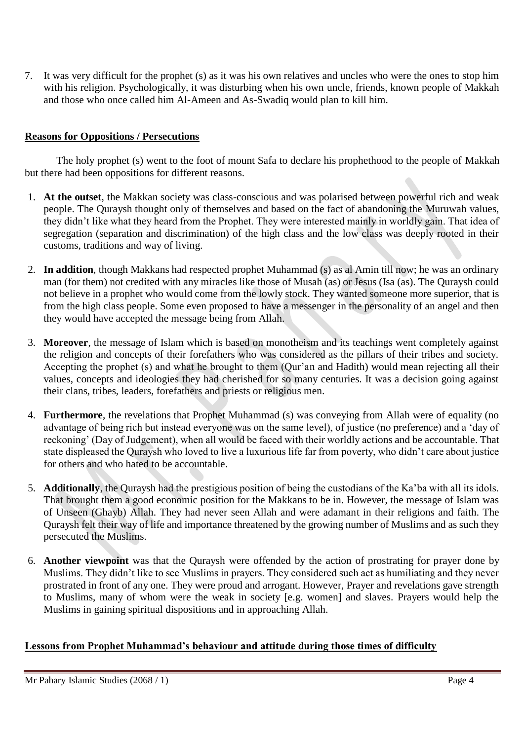7. It was very difficult for the prophet (s) as it was his own relatives and uncles who were the ones to stop him with his religion. Psychologically, it was disturbing when his own uncle, friends, known people of Makkah and those who once called him Al-Ameen and As-Swadiq would plan to kill him.

## Reasons for Oppositions / Persecutions

The holy prophet (s) went to the foot of mount Safa to declare his prophethood to the people of Makkah but there had been oppositions for different reasons.

1. **At the outset**, the Makkan society was class-conscious and was polarised between powerful rich and weak people. The Quraysh thought only of themselves and based on the fact of abandoning the Muruwah values, they didn't like what they heard from the Prophet. They were interested mainly in worldly gain. That idea of segregation (separation and discrimination) of the high class and the low class was deeply rooted in their customs, traditions and way of living.

2. **In addition**, though Makkans had respected prophet Muhammad (s) as al Amin till now; he was an ordinary man (for them) not credited with any miracles like those of Musah (as) or Jesus (Isa (as). The Quraysh could not believe in a prophet who would come from the lowly stock. They wanted someone more superior, that is from the high class people. Some even proposed to have a messenger in the personality of an angel and then they would have accepted the message being from Allah.

3. **Moreover**, the message of Islam which is based on monotheism and its teachings went completely against the religion and concepts of their forefathers who was considered as the pillars of their tribes and society. Accepting the prophet (s) and what he brought to them (Qur'an and Hadith) would mean rejecting all their values, concepts and ideologies they had cherished for so many centuries. It was a decision going against their clans, tribes, leaders, forefathers and priests or religious men.

4. **Furthermore**, the revelations that Prophet Muhammad (s) was conveying from Allah were of equality (no advantage of being rich but instead everyone was on the same level), of justice (no preference) and a 'day of reckoning' (Day of Judgement), when all would be faced with their worldly actions and be accountable. That state displeased the Quraysh who loved to live a luxurious life far from poverty, who didn't care about justice for others and who hated to be accountable.

5. **Additionally**, the Quraysh had the prestigious position of being the custodians of the Ka'ba with all its idols. That brought them a good economic position for the Makkans to be in. However, the message of Islam was of Unseen (Ghayb) Allah. They had never seen Allah and were adamant in their religions and faith. The Quraysh felt their way of life and importance threatened by the growing number of Muslims and as such they persecuted the Muslims.

6. **Another viewpoint** was that the Quraysh were offended by the action of prostrating for prayer done by Muslims. They didn't like to see Muslims in prayers. They considered such act as humiliating and they never prostrated in front of any one. They were proud and arrogant. However, Prayer and revelations gave strength to Muslims, many of whom were the weak in society [e.g. women] and slaves. Prayers would help the Muslims in gaining spiritual dispositions and in approaching Allah.

## Lessons from Prophet Muhammad's behaviour and attitude during those times of difficulty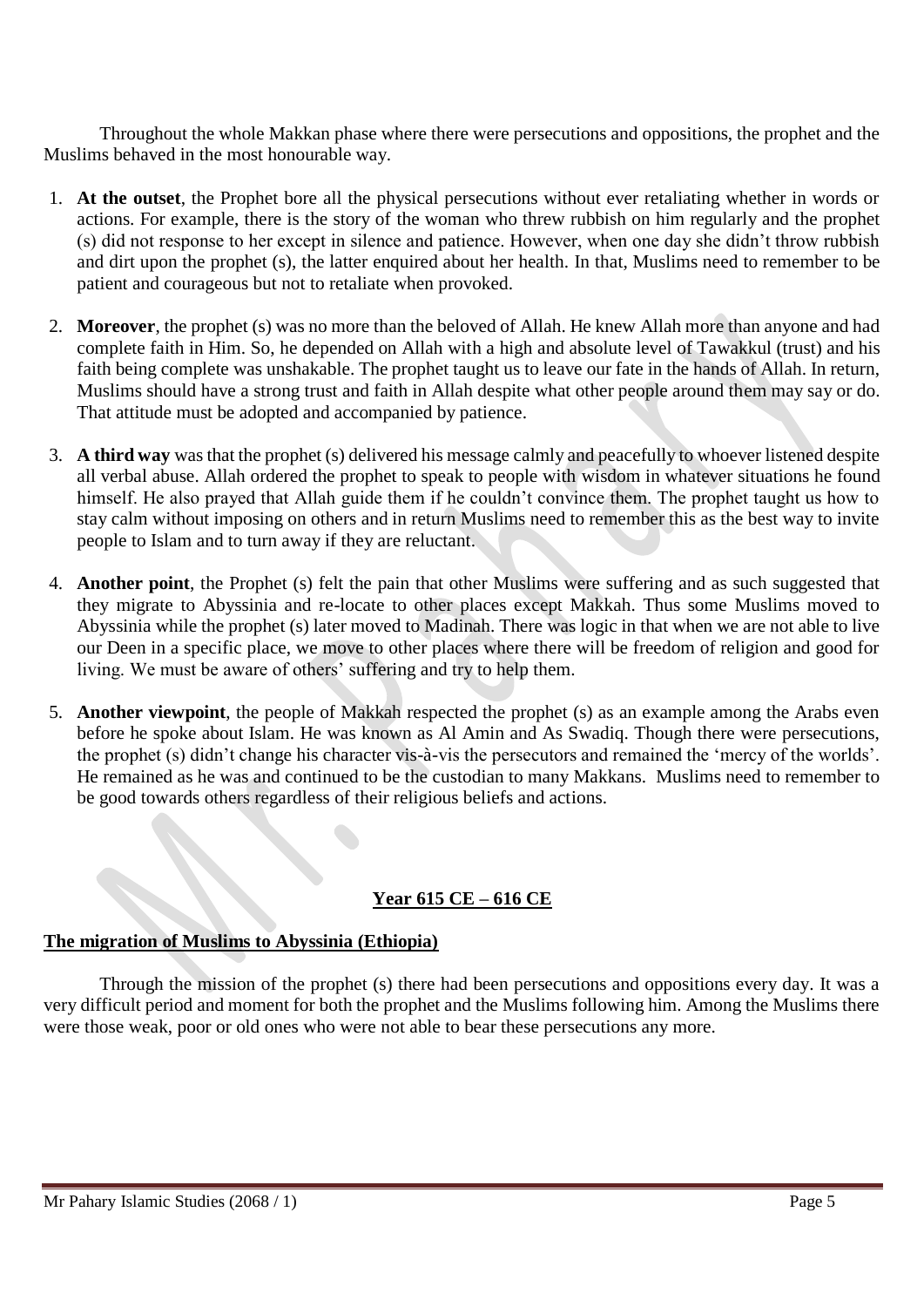Throughout the whole Makkan phase where there were persecutions and oppositions, the prophet and the Muslims behaved in the most honourable way.

1. **At the outset**, the Prophet bore all the physical persecutions without ever retaliating whether in words or actions. For example, there is the story of the woman who threw rubbish on him regularly and the prophet (s) did not response to her except in silence and patience. However, when one day she didn't throw rubbish and dirt upon the prophet (s), the latter enquired about her health. In that, Muslims need to remember to be patient and courageous but not to retaliate when provoked.

2. **Moreover**, the prophet (s) was no more than the beloved of Allah. He knew Allah more than anyone and had complete faith in Him. So, he depended on Allah with a high and absolute level of Tawakkul (trust) and his faith being complete was unshakable. The prophet taught us to leave our fate in the hands of Allah. In return, Muslims should have a strong trust and faith in Allah despite what other people around them may say or do. That attitude must be adopted and accompanied by patience.

3. **A third way** was that the prophet (s) delivered his message calmly and peacefully to whoever listened despite all verbal abuse. Allah ordered the prophet to speak to people with wisdom in whatever situations he found himself. He also prayed that Allah guide them if he couldn't convince them. The prophet taught us how to stay calm without imposing on others and in return Muslims need to remember this as the best way to invite people to Islam and to turn away if they are reluctant.

4. **Another point**, the Prophet (s) felt the pain that other Muslims were suffering and as such suggested that they migrate to Abyssinia and re-locate to other places except Makkah. Thus some Muslims moved to Abyssinia while the prophet (s) later moved to Madinah. There was logic in that when we are not able to live our Deen in a specific place, we move to other places where there will be freedom of religion and good for living. We must be aware of others' suffering and try to help them.

5. **Another viewpoint**, the people of Makkah respected the prophet (s) as an example among the Arabs even before he spoke about Islam. He was known as Al Amin and As Swadiq. Though there were persecutions, the prophet (s) didn't change his character vis-à-vis the persecutors and remained the 'mercy of the worlds'. He remained as he was and continued to be the custodian to many Makkans. Muslims need to remember to be good towards others regardless of their religious beliefs and actions.

## Year 615 CE – 616 CE

### The migration of Muslims to Abyssinia (Ethiopia)

Through the mission of the prophet (s) there had been persecutions and oppositions every day. It was a very difficult period and moment for both the prophet and the Muslims following him. Among the Muslims there were those weak, poor or old ones who were not able to bear these persecutions any more.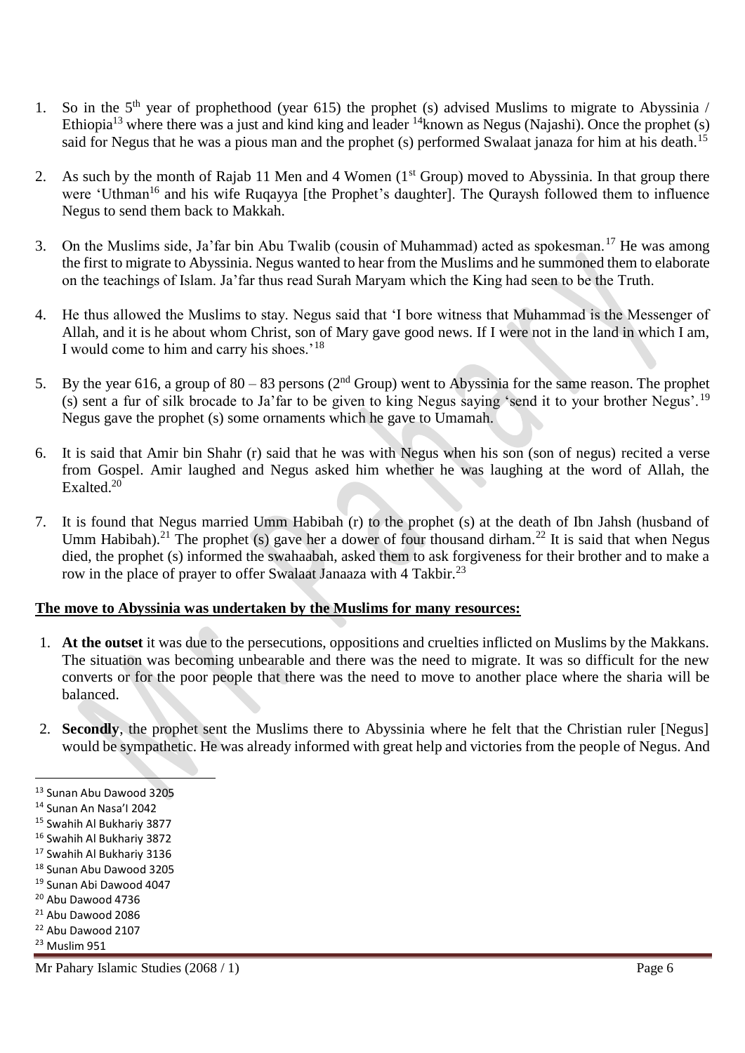1. So in the 5th year of prophethood (year 615) the prophet (s) advised Muslims to migrate to Abyssinia / Ethiopia[13] where there was a just and kind king and leader [14]known as Negus (Najashi). Once the prophet (s) said for Negus that he was a pious man and the prophet (s) performed Swalaat janaza for him at his death.[15]

2. As such by the month of Rajab 11 Men and 4 Women (1st Group) moved to Abyssinia. In that group there were 'Uthman[16] and his wife Ruqayya [the Prophet's daughter]. The Quraysh followed them to influence Negus to send them back to Makkah.

3. On the Muslims side, Ja'far bin Abu Twalib (cousin of Muhammad) acted as spokesman.[17] He was among the first to migrate to Abyssinia. Negus wanted to hear from the Muslims and he summoned them to elaborate on the teachings of Islam. Ja'far thus read Surah Maryam which the King had seen to be the Truth.

4. He thus allowed the Muslims to stay. Negus said that 'I bore witness that Muhammad is the Messenger of Allah, and it is he about whom Christ, son of Mary gave good news. If I were not in the land in which I am, I would come to him and carry his shoes.'[18]

5. By the year 616, a group of 80 – 83 persons (2nd Group) went to Abyssinia for the same reason. The prophet (s) sent a fur of silk brocade to Ja'far to be given to king Negus saying 'send it to your brother Negus'.[19] Negus gave the prophet (s) some ornaments which he gave to Umamah.

6. It is said that Amir bin Shahr (r) said that he was with Negus when his son (son of negus) recited a verse from Gospel. Amir laughed and Negus asked him whether he was laughing at the word of Allah, the Exalted.[20]

7. It is found that Negus married Umm Habibah (r) to the prophet (s) at the death of Ibn Jahsh (husband of Umm Habibah).[21] The prophet (s) gave her a dower of four thousand dirham.[22] It is said that when Negus died, the prophet (s) informed the swahaabah, asked them to ask forgiveness for their brother and to make a row in the place of prayer to offer Swalaat Janaaza with 4 Takbir.[23]

**The move to Abyssinia was undertaken by the Muslims for many resources:**

1. **At the outset** it was due to the persecutions, oppositions and cruelties inflicted on Muslims by the Makkans. The situation was becoming unbearable and there was the need to migrate. It was so difficult for the new converts or for the poor people that there was the need to move to another place where the sharia will be balanced.

2. **Secondly**, the prophet sent the Muslims there to Abyssinia where he felt that the Christian ruler [Negus] would be sympathetic. He was already informed with great help and victories from the people of Negus. And

---

[13] Sunan Abu Dawood 3205
[14] Sunan An Nasa'I 2042
[15] Swahih Al Bukhariy 3877
[16] Swahih Al Bukhariy 3872
[17] Swahih Al Bukhariy 3136
[18] Sunan Abu Dawood 3205
[19] Sunan Abi Dawood 4047
[20] Abu Dawood 4736
[21] Abu Dawood 2086
[22] Abu Dawood 2107
[23] Muslim 951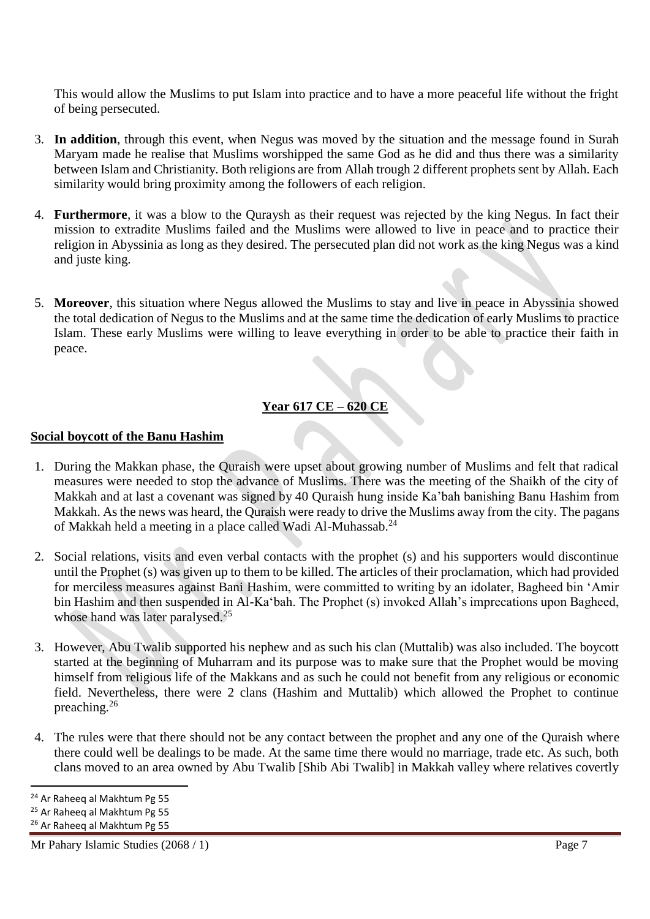This would allow the Muslims to put Islam into practice and to have a more peaceful life without the fright of being persecuted.

3. **In addition**, through this event, when Negus was moved by the situation and the message found in Surah Maryam made he realise that Muslims worshipped the same God as he did and thus there was a similarity between Islam and Christianity. Both religions are from Allah trough 2 different prophets sent by Allah. Each similarity would bring proximity among the followers of each religion.

4. **Furthermore**, it was a blow to the Quraysh as their request was rejected by the king Negus. In fact their mission to extradite Muslims failed and the Muslims were allowed to live in peace and to practice their religion in Abyssinia as long as they desired. The persecuted plan did not work as the king Negus was a kind and juste king.

5. **Moreover**, this situation where Negus allowed the Muslims to stay and live in peace in Abyssinia showed the total dedication of Negus to the Muslims and at the same time the dedication of early Muslims to practice Islam. These early Muslims were willing to leave everything in order to be able to practice their faith in peace.

## Year 617 CE – 620 CE

### Social boycott of the Banu Hashim

1. During the Makkan phase, the Quraish were upset about growing number of Muslims and felt that radical measures were needed to stop the advance of Muslims. There was the meeting of the Shaikh of the city of Makkah and at last a covenant was signed by 40 Quraish hung inside Ka'bah banishing Banu Hashim from Makkah. As the news was heard, the Quraish were ready to drive the Muslims away from the city. The pagans of Makkah held a meeting in a place called Wadi Al-Muhassab.[24]

2. Social relations, visits and even verbal contacts with the prophet (s) and his supporters would discontinue until the Prophet (s) was given up to them to be killed. The articles of their proclamation, which had provided for merciless measures against Bani Hashim, were committed to writing by an idolater, Bagheed bin 'Amir bin Hashim and then suspended in Al-Ka'bah. The Prophet (s) invoked Allah's imprecations upon Bagheed, whose hand was later paralysed.[25]

3. However, Abu Twalib supported his nephew and as such his clan (Muttalib) was also included. The boycott started at the beginning of Muharram and its purpose was to make sure that the Prophet would be moving himself from religious life of the Makkans and as such he could not benefit from any religious or economic field. Nevertheless, there were 2 clans (Hashim and Muttalib) which allowed the Prophet to continue preaching.[26]

4. The rules were that there should not be any contact between the prophet and any one of the Quraish where there could well be dealings to be made. At the same time there would no marriage, trade etc. As such, both clans moved to an area owned by Abu Twalib [Shib Abi Twalib] in Makkah valley where relatives covertly

[24] Ar Raheeq al Makhtum Pg 55
[25] Ar Raheeq al Makhtum Pg 55
[26] Ar Raheeq al Makhtum Pg 55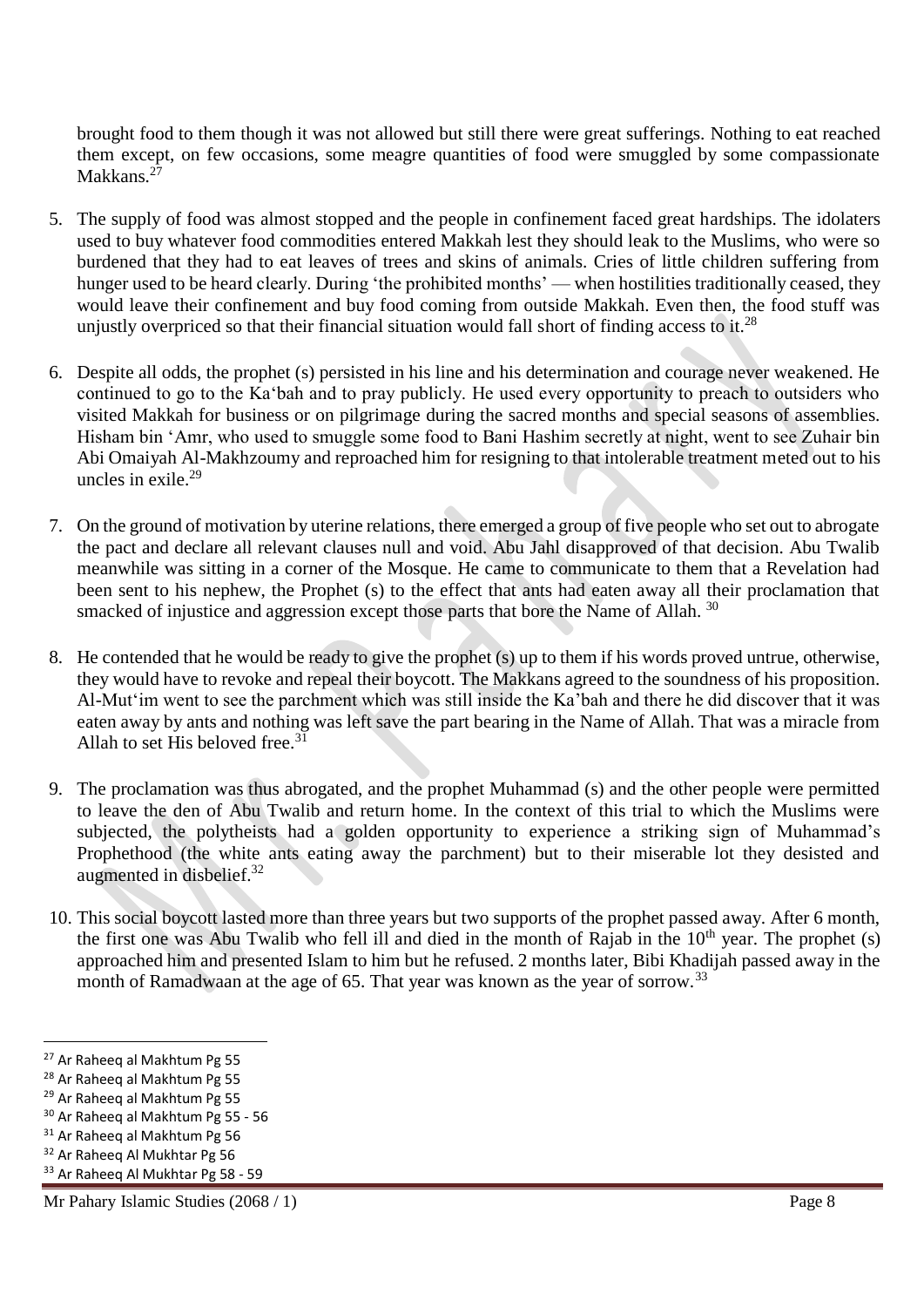brought food to them though it was not allowed but still there were great sufferings. Nothing to eat reached them except, on few occasions, some meagre quantities of food were smuggled by some compassionate Makkans.[27]

5. The supply of food was almost stopped and the people in confinement faced great hardships. The idolaters used to buy whatever food commodities entered Makkah lest they should leak to the Muslims, who were so burdened that they had to eat leaves of trees and skins of animals. Cries of little children suffering from hunger used to be heard clearly. During 'the prohibited months' — when hostilities traditionally ceased, they would leave their confinement and buy food coming from outside Makkah. Even then, the food stuff was unjustly overpriced so that their financial situation would fall short of finding access to it.[28]

6. Despite all odds, the prophet (s) persisted in his line and his determination and courage never weakened. He continued to go to the Ka'bah and to pray publicly. He used every opportunity to preach to outsiders who visited Makkah for business or on pilgrimage during the sacred months and special seasons of assemblies. Hisham bin 'Amr, who used to smuggle some food to Bani Hashim secretly at night, went to see Zuhair bin Abi Omaiyah Al-Makhzoumy and reproached him for resigning to that intolerable treatment meted out to his uncles in exile.[29]

7. On the ground of motivation by uterine relations, there emerged a group of five people who set out to abrogate the pact and declare all relevant clauses null and void. Abu Jahl disapproved of that decision. Abu Twalib meanwhile was sitting in a corner of the Mosque. He came to communicate to them that a Revelation had been sent to his nephew, the Prophet (s) to the effect that ants had eaten away all their proclamation that smacked of injustice and aggression except those parts that bore the Name of Allah. [30]

8. He contended that he would be ready to give the prophet (s) up to them if his words proved untrue, otherwise, they would have to revoke and repeal their boycott. The Makkans agreed to the soundness of his proposition. Al-Mut'im went to see the parchment which was still inside the Ka'bah and there he did discover that it was eaten away by ants and nothing was left save the part bearing in the Name of Allah. That was a miracle from Allah to set His beloved free.[31]

9. The proclamation was thus abrogated, and the prophet Muhammad (s) and the other people were permitted to leave the den of Abu Twalib and return home. In the context of this trial to which the Muslims were subjected, the polytheists had a golden opportunity to experience a striking sign of Muhammad's Prophethood (the white ants eating away the parchment) but to their miserable lot they desisted and augmented in disbelief.[32]

10. This social boycott lasted more than three years but two supports of the prophet passed away. After 6 month, the first one was Abu Twalib who fell ill and died in the month of Rajab in the 10th year. The prophet (s) approached him and presented Islam to him but he refused. 2 months later, Bibi Khadijah passed away in the month of Ramadwaan at the age of 65. That year was known as the year of sorrow.[33]

---

[27] Ar Raheeq al Makhtum Pg 55
[28] Ar Raheeq al Makhtum Pg 55
[29] Ar Raheeq al Makhtum Pg 55
[30] Ar Raheeq al Makhtum Pg 55 - 56
[31] Ar Raheeq al Makhtum Pg 56
[32] Ar Raheeq Al Mukhtar Pg 56
[33] Ar Raheeq Al Mukhtar Pg 58 - 59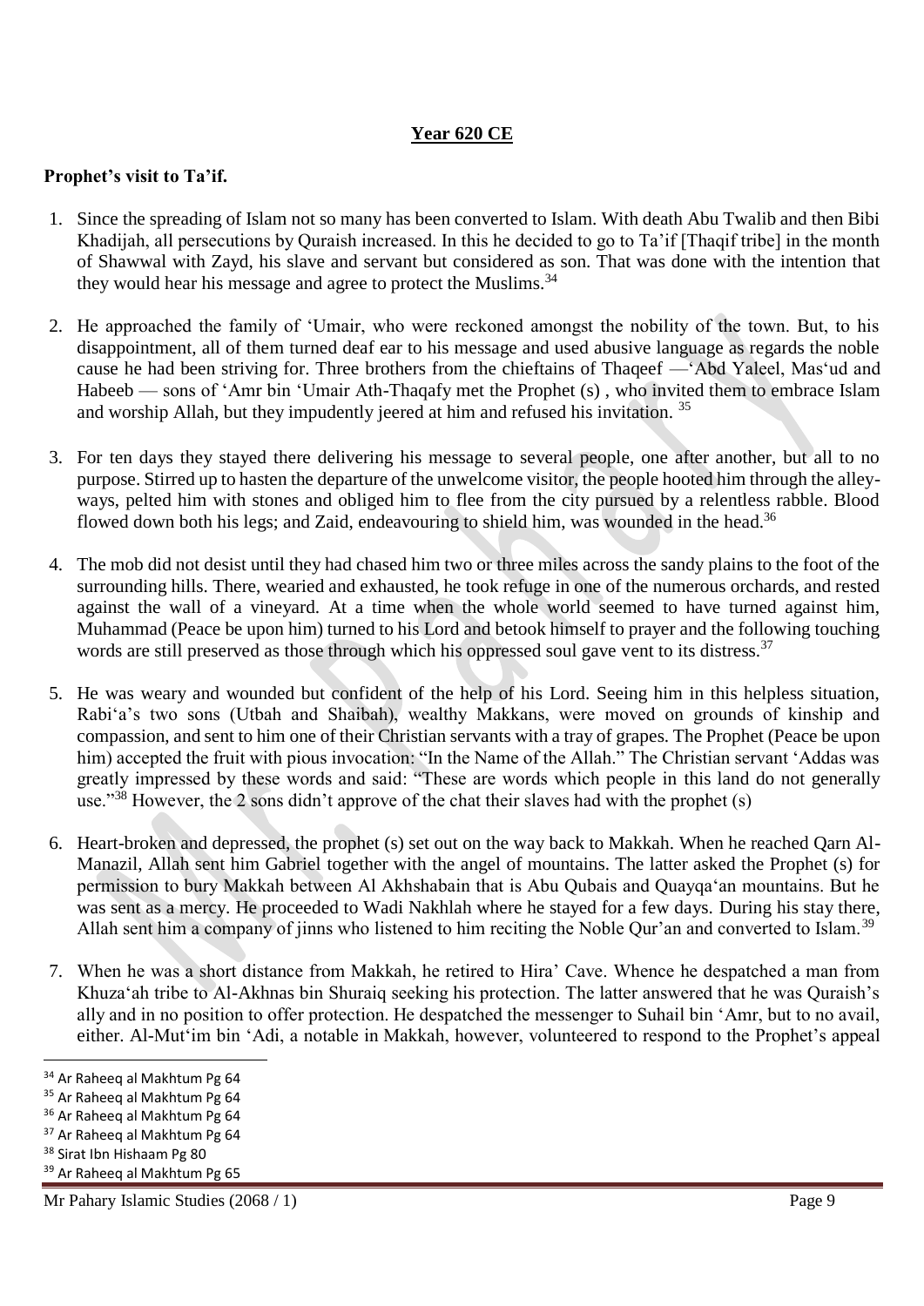## Year 620 CE

**Prophet's visit to Ta'if.**

1. Since the spreading of Islam not so many has been converted to Islam. With death Abu Twalib and then Bibi Khadijah, all persecutions by Quraish increased. In this he decided to go to Ta'if [Thaqif tribe] in the month of Shawwal with Zayd, his slave and servant but considered as son. That was done with the intention that they would hear his message and agree to protect the Muslims.[34]

2. He approached the family of 'Umair, who were reckoned amongst the nobility of the town. But, to his disappointment, all of them turned deaf ear to his message and used abusive language as regards the noble cause he had been striving for. Three brothers from the chieftains of Thaqeef —'Abd Yaleel, Mas'ud and Habeeb — sons of 'Amr bin 'Umair Ath-Thaqafy met the Prophet (s) , who invited them to embrace Islam and worship Allah, but they impudently jeered at him and refused his invitation. [35]

3. For ten days they stayed there delivering his message to several people, one after another, but all to no purpose. Stirred up to hasten the departure of the unwelcome visitor, the people hooted him through the alley-ways, pelted him with stones and obliged him to flee from the city pursued by a relentless rabble. Blood flowed down both his legs; and Zaid, endeavouring to shield him, was wounded in the head.[36]

4. The mob did not desist until they had chased him two or three miles across the sandy plains to the foot of the surrounding hills. There, wearied and exhausted, he took refuge in one of the numerous orchards, and rested against the wall of a vineyard. At a time when the whole world seemed to have turned against him, Muhammad (Peace be upon him) turned to his Lord and betook himself to prayer and the following touching words are still preserved as those through which his oppressed soul gave vent to its distress.[37]

5. He was weary and wounded but confident of the help of his Lord. Seeing him in this helpless situation, Rabi'a's two sons (Utbah and Shaibah), wealthy Makkans, were moved on grounds of kinship and compassion, and sent to him one of their Christian servants with a tray of grapes. The Prophet (Peace be upon him) accepted the fruit with pious invocation: "In the Name of the Allah." The Christian servant 'Addas was greatly impressed by these words and said: "These are words which people in this land do not generally use."[38] However, the 2 sons didn't approve of the chat their slaves had with the prophet (s)

6. Heart-broken and depressed, the prophet (s) set out on the way back to Makkah. When he reached Qarn Al-Manazil, Allah sent him Gabriel together with the angel of mountains. The latter asked the Prophet (s) for permission to bury Makkah between Al Akhshabain that is Abu Qubais and Quayqa'an mountains. But he was sent as a mercy. He proceeded to Wadi Nakhlah where he stayed for a few days. During his stay there, Allah sent him a company of jinns who listened to him reciting the Noble Qur'an and converted to Islam.[39]

7. When he was a short distance from Makkah, he retired to Hira' Cave. Whence he despatched a man from Khuza'ah tribe to Al-Akhnas bin Shuraiq seeking his protection. The latter answered that he was Quraish's ally and in no position to offer protection. He despatched the messenger to Suhail bin 'Amr, but to no avail, either. Al-Mut'im bin 'Adi, a notable in Makkah, however, volunteered to respond to the Prophet's appeal

---

[34] Ar Raheeq al Makhtum Pg 64
[35] Ar Raheeq al Makhtum Pg 64
[36] Ar Raheeq al Makhtum Pg 64
[37] Ar Raheeq al Makhtum Pg 64
[38] Sirat Ibn Hishaam Pg 80
[39] Ar Raheeq al Makhtum Pg 65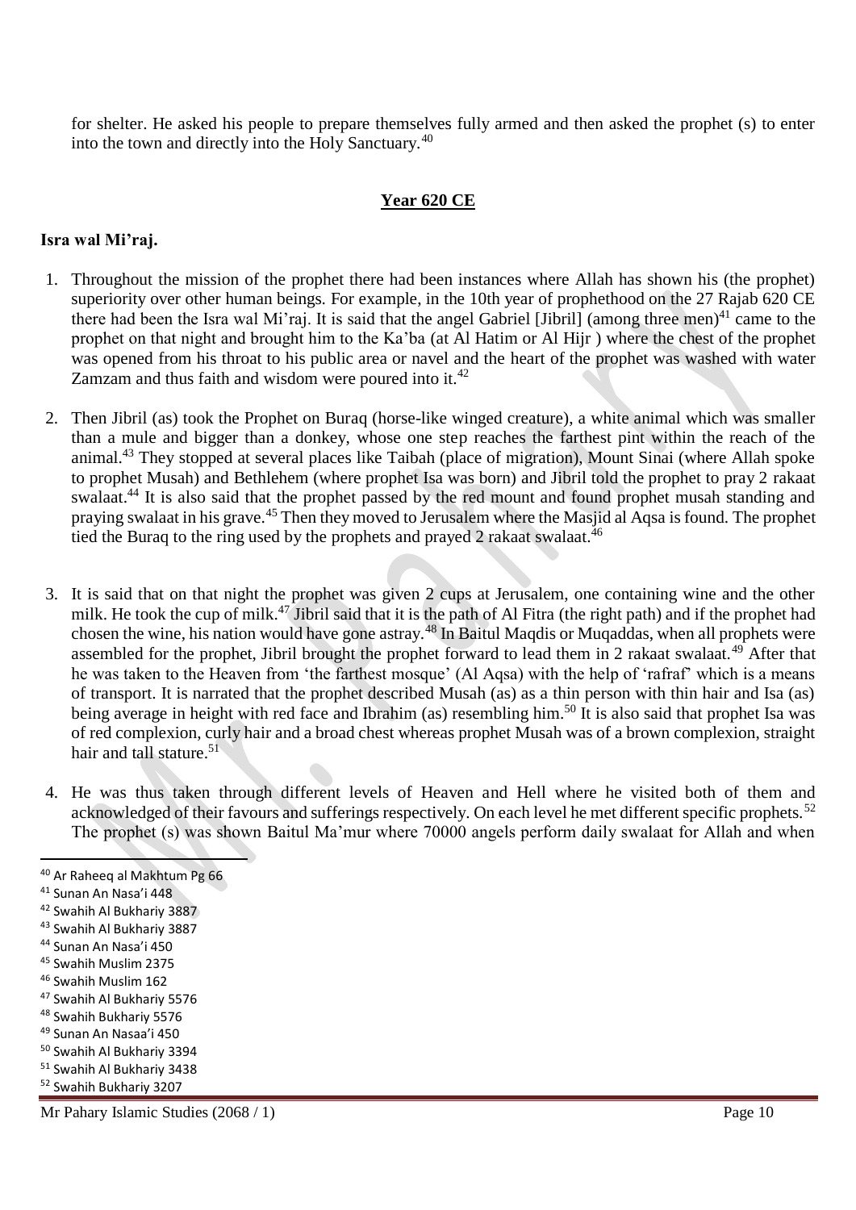for shelter. He asked his people to prepare themselves fully armed and then asked the prophet (s) to enter into the town and directly into the Holy Sanctuary.[40]

## Year 620 CE

**Isra wal Mi'raj.**

1. Throughout the mission of the prophet there had been instances where Allah has shown his (the prophet) superiority over other human beings. For example, in the 10th year of prophethood on the 27 Rajab 620 CE there had been the Isra wal Mi'raj. It is said that the angel Gabriel [Jibril] (among three men)[41] came to the prophet on that night and brought him to the Ka'ba (at Al Hatim or Al Hijr ) where the chest of the prophet was opened from his throat to his public area or navel and the heart of the prophet was washed with water Zamzam and thus faith and wisdom were poured into it.[42]

2. Then Jibril (as) took the Prophet on Buraq (horse-like winged creature), a white animal which was smaller than a mule and bigger than a donkey, whose one step reaches the farthest pint within the reach of the animal.[43] They stopped at several places like Taibah (place of migration), Mount Sinai (where Allah spoke to prophet Musah) and Bethlehem (where prophet Isa was born) and Jibril told the prophet to pray 2 rakaat swalaat.[44] It is also said that the prophet passed by the red mount and found prophet musah standing and praying swalaat in his grave.[45] Then they moved to Jerusalem where the Masjid al Aqsa is found. The prophet tied the Buraq to the ring used by the prophets and prayed 2 rakaat swalaat.[46]

3. It is said that on that night the prophet was given 2 cups at Jerusalem, one containing wine and the other milk. He took the cup of milk.[47] Jibril said that it is the path of Al Fitra (the right path) and if the prophet had chosen the wine, his nation would have gone astray.[48] In Baitul Maqdis or Muqaddas, when all prophets were assembled for the prophet, Jibril brought the prophet forward to lead them in 2 rakaat swalaat.[49] After that he was taken to the Heaven from 'the farthest mosque' (Al Aqsa) with the help of 'rafraf' which is a means of transport. It is narrated that the prophet described Musah (as) as a thin person with thin hair and Isa (as) being average in height with red face and Ibrahim (as) resembling him.[50] It is also said that prophet Isa was of red complexion, curly hair and a broad chest whereas prophet Musah was of a brown complexion, straight hair and tall stature.[51]

4. He was thus taken through different levels of Heaven and Hell where he visited both of them and acknowledged of their favours and sufferings respectively. On each level he met different specific prophets.[52] The prophet (s) was shown Baitul Ma'mur where 70000 angels perform daily swalaat for Allah and when

---

[40] Ar Raheeq al Makhtum Pg 66
[41] Sunan An Nasa'i 448
[42] Swahih Al Bukhariy 3887
[43] Swahih Al Bukhariy 3887
[44] Sunan An Nasa'i 450
[45] Swahih Muslim 2375
[46] Swahih Muslim 162
[47] Swahih Al Bukhariy 5576
[48] Swahih Bukhariy 5576
[49] Sunan An Nasaa'i 450
[50] Swahih Al Bukhariy 3394
[51] Swahih Al Bukhariy 3438
[52] Swahih Bukhariy 3207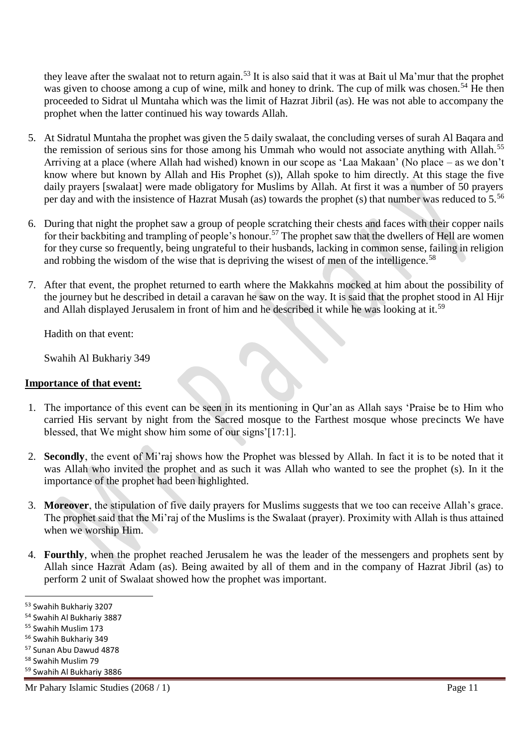they leave after the swalaat not to return again.[53] It is also said that it was at Bait ul Ma'mur that the prophet was given to choose among a cup of wine, milk and honey to drink. The cup of milk was chosen.[54] He then proceeded to Sidrat ul Muntaha which was the limit of Hazrat Jibril (as). He was not able to accompany the prophet when the latter continued his way towards Allah.

5. At Sidratul Muntaha the prophet was given the 5 daily swalaat, the concluding verses of surah Al Baqara and the remission of serious sins for those among his Ummah who would not associate anything with Allah.[55] Arriving at a place (where Allah had wished) known in our scope as 'Laa Makaan' (No place – as we don't know where but known by Allah and His Prophet (s)), Allah spoke to him directly. At this stage the five daily prayers [swalaat] were made obligatory for Muslims by Allah. At first it was a number of 50 prayers per day and with the insistence of Hazrat Musah (as) towards the prophet (s) that number was reduced to 5.[56]

6. During that night the prophet saw a group of people scratching their chests and faces with their copper nails for their backbiting and trampling of people's honour.[57] The prophet saw that the dwellers of Hell are women for they curse so frequently, being ungrateful to their husbands, lacking in common sense, failing in religion and robbing the wisdom of the wise that is depriving the wisest of men of the intelligence.[58]

7. After that event, the prophet returned to earth where the Makkahns mocked at him about the possibility of the journey but he described in detail a caravan he saw on the way. It is said that the prophet stood in Al Hijr and Allah displayed Jerusalem in front of him and he described it while he was looking at it.[59]

   Hadith on that event:

   Swahih Al Bukhariy 349

**Importance of that event:**

1. The importance of this event can be seen in its mentioning in Qur'an as Allah says 'Praise be to Him who carried His servant by night from the Sacred mosque to the Farthest mosque whose precincts We have blessed, that We might show him some of our signs'[17:1].

2. **Secondly**, the event of Mi'raj shows how the Prophet was blessed by Allah. In fact it is to be noted that it was Allah who invited the prophet and as such it was Allah who wanted to see the prophet (s). In it the importance of the prophet had been highlighted.

3. **Moreover**, the stipulation of five daily prayers for Muslims suggests that we too can receive Allah's grace. The prophet said that the Mi'raj of the Muslims is the Swalaat (prayer). Proximity with Allah is thus attained when we worship Him.

4. **Fourthly**, when the prophet reached Jerusalem he was the leader of the messengers and prophets sent by Allah since Hazrat Adam (as). Being awaited by all of them and in the company of Hazrat Jibril (as) to perform 2 unit of Swalaat showed how the prophet was important.

---

[53] Swahih Bukhariy 3207
[54] Swahih Al Bukhariy 3887
[55] Swahih Muslim 173
[56] Swahih Bukhariy 349
[57] Sunan Abu Dawud 4878
[58] Swahih Muslim 79
[59] Swahih Al Bukhariy 3886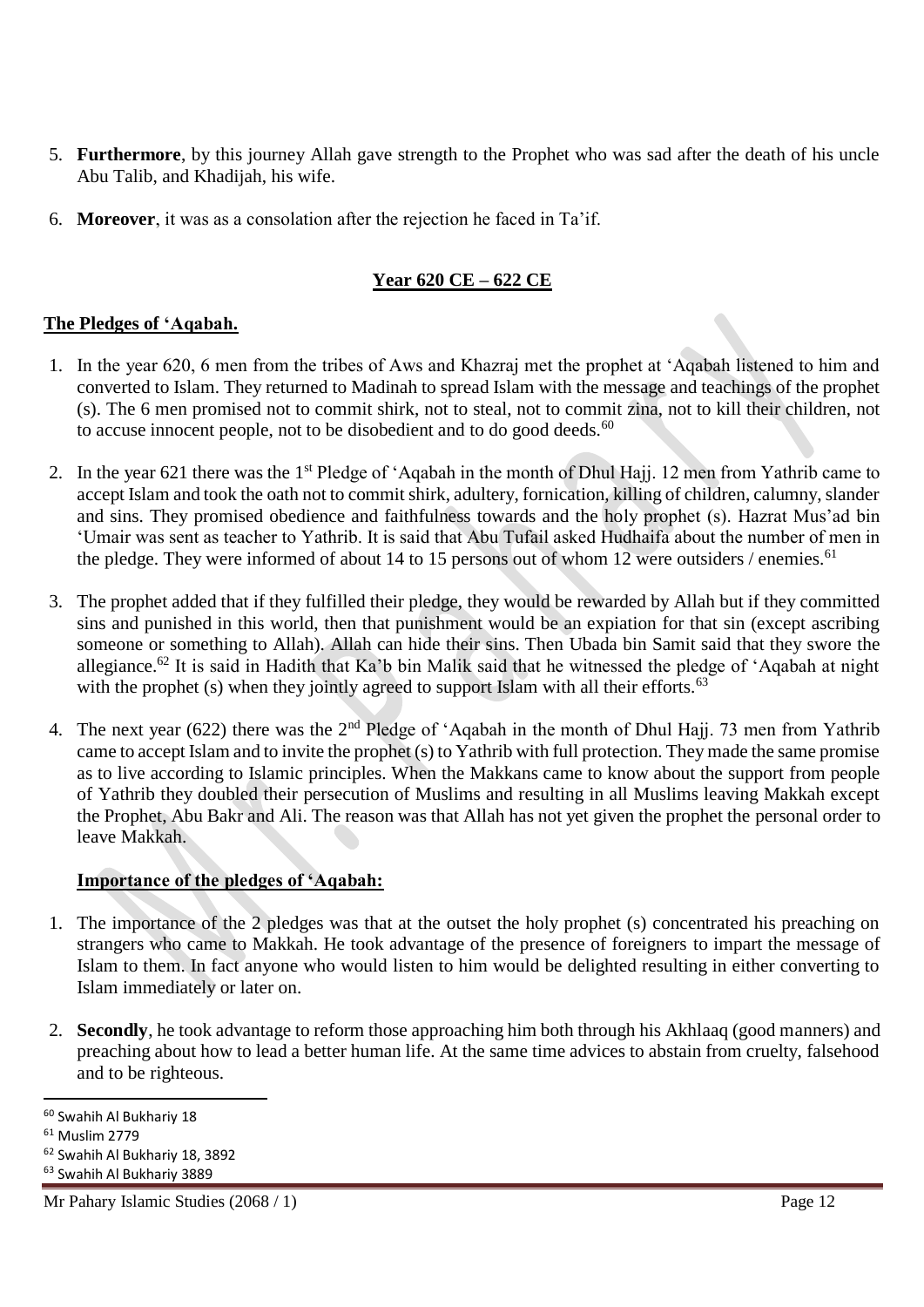5. **Furthermore**, by this journey Allah gave strength to the Prophet who was sad after the death of his uncle Abu Talib, and Khadijah, his wife.

6. **Moreover**, it was as a consolation after the rejection he faced in Ta'if.

## Year 620 CE – 622 CE

### The Pledges of 'Aqabah.

1. In the year 620, 6 men from the tribes of Aws and Khazraj met the prophet at 'Aqabah listened to him and converted to Islam. They returned to Madinah to spread Islam with the message and teachings of the prophet (s). The 6 men promised not to commit shirk, not to steal, not to commit zina, not to kill their children, not to accuse innocent people, not to be disobedient and to do good deeds.[60]

2. In the year 621 there was the 1st Pledge of 'Aqabah in the month of Dhul Hajj. 12 men from Yathrib came to accept Islam and took the oath not to commit shirk, adultery, fornication, killing of children, calumny, slander and sins. They promised obedience and faithfulness towards and the holy prophet (s). Hazrat Mus'ad bin 'Umair was sent as teacher to Yathrib. It is said that Abu Tufail asked Hudhaifa about the number of men in the pledge. They were informed of about 14 to 15 persons out of whom 12 were outsiders / enemies.[61]

3. The prophet added that if they fulfilled their pledge, they would be rewarded by Allah but if they committed sins and punished in this world, then that punishment would be an expiation for that sin (except ascribing someone or something to Allah). Allah can hide their sins. Then Ubada bin Samit said that they swore the allegiance.[62] It is said in Hadith that Ka'b bin Malik said that he witnessed the pledge of 'Aqabah at night with the prophet (s) when they jointly agreed to support Islam with all their efforts.[63]

4. The next year (622) there was the 2nd Pledge of 'Aqabah in the month of Dhul Hajj. 73 men from Yathrib came to accept Islam and to invite the prophet (s) to Yathrib with full protection. They made the same promise as to live according to Islamic principles. When the Makkans came to know about the support from people of Yathrib they doubled their persecution of Muslims and resulting in all Muslims leaving Makkah except the Prophet, Abu Bakr and Ali. The reason was that Allah has not yet given the prophet the personal order to leave Makkah.

### Importance of the pledges of 'Aqabah:

1. The importance of the 2 pledges was that at the outset the holy prophet (s) concentrated his preaching on strangers who came to Makkah. He took advantage of the presence of foreigners to impart the message of Islam to them. In fact anyone who would listen to him would be delighted resulting in either converting to Islam immediately or later on.

2. **Secondly**, he took advantage to reform those approaching him both through his Akhlaaq (good manners) and preaching about how to lead a better human life. At the same time advices to abstain from cruelty, falsehood and to be righteous.

---

[60] Swahih Al Bukhariy 18

[61] Muslim 2779

[62] Swahih Al Bukhariy 18, 3892

[63] Swahih Al Bukhariy 3889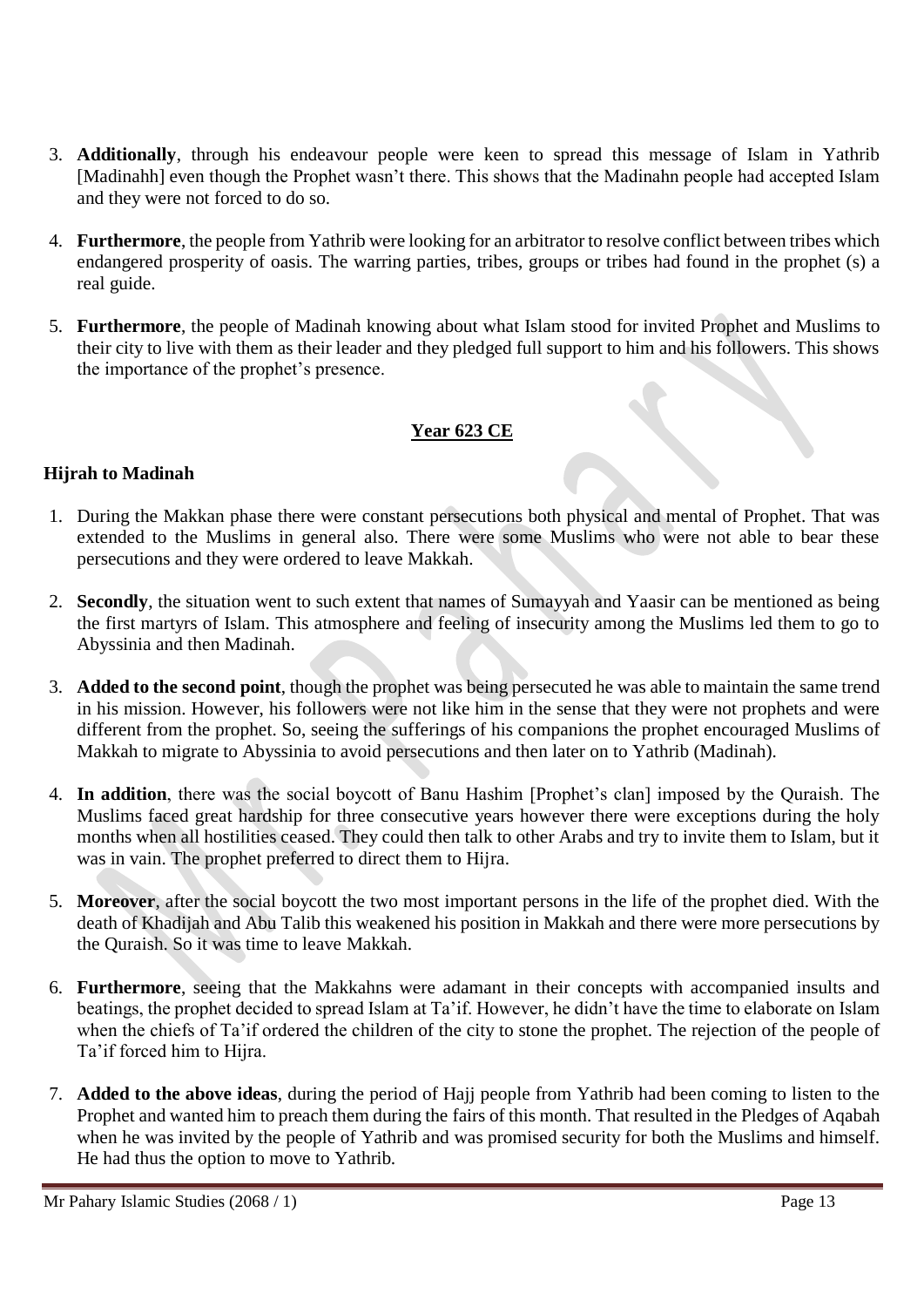3. **Additionally**, through his endeavour people were keen to spread this message of Islam in Yathrib [Madinahh] even though the Prophet wasn't there. This shows that the Madinahn people had accepted Islam and they were not forced to do so.

4. **Furthermore**, the people from Yathrib were looking for an arbitrator to resolve conflict between tribes which endangered prosperity of oasis. The warring parties, tribes, groups or tribes had found in the prophet (s) a real guide.

5. **Furthermore**, the people of Madinah knowing about what Islam stood for invited Prophet and Muslims to their city to live with them as their leader and they pledged full support to him and his followers. This shows the importance of the prophet's presence.

## Year 623 CE

### Hijrah to Madinah

1. During the Makkan phase there were constant persecutions both physical and mental of Prophet. That was extended to the Muslims in general also. There were some Muslims who were not able to bear these persecutions and they were ordered to leave Makkah.

2. **Secondly**, the situation went to such extent that names of Sumayyah and Yaasir can be mentioned as being the first martyrs of Islam. This atmosphere and feeling of insecurity among the Muslims led them to go to Abyssinia and then Madinah.

3. **Added to the second point**, though the prophet was being persecuted he was able to maintain the same trend in his mission. However, his followers were not like him in the sense that they were not prophets and were different from the prophet. So, seeing the sufferings of his companions the prophet encouraged Muslims of Makkah to migrate to Abyssinia to avoid persecutions and then later on to Yathrib (Madinah).

4. **In addition**, there was the social boycott of Banu Hashim [Prophet's clan] imposed by the Quraish. The Muslims faced great hardship for three consecutive years however there were exceptions during the holy months when all hostilities ceased. They could then talk to other Arabs and try to invite them to Islam, but it was in vain. The prophet preferred to direct them to Hijra.

5. **Moreover**, after the social boycott the two most important persons in the life of the prophet died. With the death of Khadijah and Abu Talib this weakened his position in Makkah and there were more persecutions by the Quraish. So it was time to leave Makkah.

6. **Furthermore**, seeing that the Makkahns were adamant in their concepts with accompanied insults and beatings, the prophet decided to spread Islam at Ta'if. However, he didn't have the time to elaborate on Islam when the chiefs of Ta'if ordered the children of the city to stone the prophet. The rejection of the people of Ta'if forced him to Hijra.

7. **Added to the above ideas**, during the period of Hajj people from Yathrib had been coming to listen to the Prophet and wanted him to preach them during the fairs of this month. That resulted in the Pledges of Aqabah when he was invited by the people of Yathrib and was promised security for both the Muslims and himself. He had thus the option to move to Yathrib.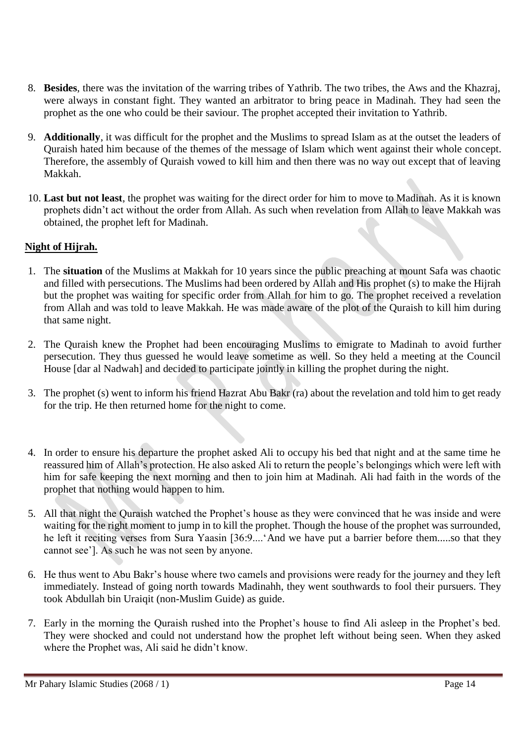8. **Besides**, there was the invitation of the warring tribes of Yathrib. The two tribes, the Aws and the Khazraj, were always in constant fight. They wanted an arbitrator to bring peace in Madinah. They had seen the prophet as the one who could be their saviour. The prophet accepted their invitation to Yathrib.

9. **Additionally**, it was difficult for the prophet and the Muslims to spread Islam as at the outset the leaders of Quraish hated him because of the themes of the message of Islam which went against their whole concept. Therefore, the assembly of Quraish vowed to kill him and then there was no way out except that of leaving Makkah.

10. **Last but not least**, the prophet was waiting for the direct order for him to move to Madinah. As it is known prophets didn't act without the order from Allah. As such when revelation from Allah to leave Makkah was obtained, the prophet left for Madinah.

**Night of Hijrah.**

1. The **situation** of the Muslims at Makkah for 10 years since the public preaching at mount Safa was chaotic and filled with persecutions. The Muslims had been ordered by Allah and His prophet (s) to make the Hijrah but the prophet was waiting for specific order from Allah for him to go. The prophet received a revelation from Allah and was told to leave Makkah. He was made aware of the plot of the Quraish to kill him during that same night.

2. The Quraish knew the Prophet had been encouraging Muslims to emigrate to Madinah to avoid further persecution. They thus guessed he would leave sometime as well. So they held a meeting at the Council House [dar al Nadwah] and decided to participate jointly in killing the prophet during the night.

3. The prophet (s) went to inform his friend Hazrat Abu Bakr (ra) about the revelation and told him to get ready for the trip. He then returned home for the night to come.

4. In order to ensure his departure the prophet asked Ali to occupy his bed that night and at the same time he reassured him of Allah's protection. He also asked Ali to return the people's belongings which were left with him for safe keeping the next morning and then to join him at Madinah. Ali had faith in the words of the prophet that nothing would happen to him.

5. All that night the Quraish watched the Prophet's house as they were convinced that he was inside and were waiting for the right moment to jump in to kill the prophet. Though the house of the prophet was surrounded, he left it reciting verses from Sura Yaasin [36:9....'And we have put a barrier before them.....so that they cannot see']. As such he was not seen by anyone.

6. He thus went to Abu Bakr's house where two camels and provisions were ready for the journey and they left immediately. Instead of going north towards Madinahh, they went southwards to fool their pursuers. They took Abdullah bin Uraiqit (non-Muslim Guide) as guide.

7. Early in the morning the Quraish rushed into the Prophet's house to find Ali asleep in the Prophet's bed. They were shocked and could not understand how the prophet left without being seen. When they asked where the Prophet was, Ali said he didn't know.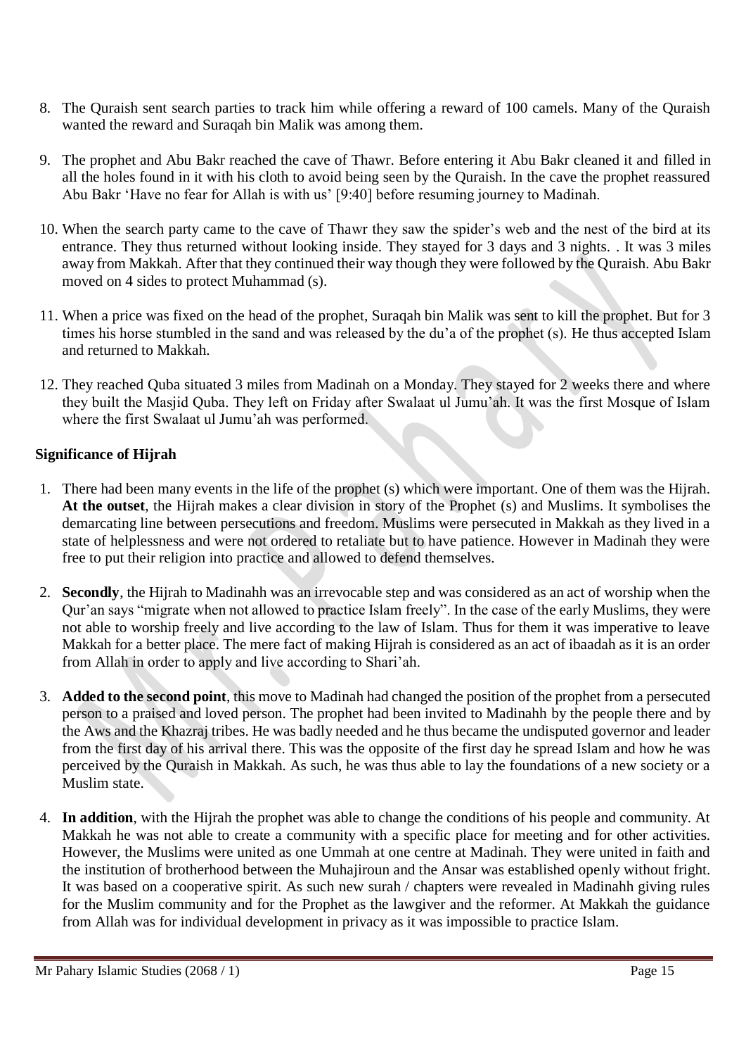8. The Quraish sent search parties to track him while offering a reward of 100 camels. Many of the Quraish wanted the reward and Suraqah bin Malik was among them.

9. The prophet and Abu Bakr reached the cave of Thawr. Before entering it Abu Bakr cleaned it and filled in all the holes found in it with his cloth to avoid being seen by the Quraish. In the cave the prophet reassured Abu Bakr 'Have no fear for Allah is with us' [9:40] before resuming journey to Madinah.

10. When the search party came to the cave of Thawr they saw the spider's web and the nest of the bird at its entrance. They thus returned without looking inside. They stayed for 3 days and 3 nights. . It was 3 miles away from Makkah. After that they continued their way though they were followed by the Quraish. Abu Bakr moved on 4 sides to protect Muhammad (s).

11. When a price was fixed on the head of the prophet, Suraqah bin Malik was sent to kill the prophet. But for 3 times his horse stumbled in the sand and was released by the du'a of the prophet (s). He thus accepted Islam and returned to Makkah.

12. They reached Quba situated 3 miles from Madinah on a Monday. They stayed for 2 weeks there and where they built the Masjid Quba. They left on Friday after Swalaat ul Jumu'ah. It was the first Mosque of Islam where the first Swalaat ul Jumu'ah was performed.

**Significance of Hijrah**

1. There had been many events in the life of the prophet (s) which were important. One of them was the Hijrah. **At the outset**, the Hijrah makes a clear division in story of the Prophet (s) and Muslims. It symbolises the demarcating line between persecutions and freedom. Muslims were persecuted in Makkah as they lived in a state of helplessness and were not ordered to retaliate but to have patience. However in Madinah they were free to put their religion into practice and allowed to defend themselves.

2. **Secondly**, the Hijrah to Madinahh was an irrevocable step and was considered as an act of worship when the Qur'an says "migrate when not allowed to practice Islam freely". In the case of the early Muslims, they were not able to worship freely and live according to the law of Islam. Thus for them it was imperative to leave Makkah for a better place. The mere fact of making Hijrah is considered as an act of ibaadah as it is an order from Allah in order to apply and live according to Shari'ah.

3. **Added to the second point**, this move to Madinah had changed the position of the prophet from a persecuted person to a praised and loved person. The prophet had been invited to Madinahh by the people there and by the Aws and the Khazraj tribes. He was badly needed and he thus became the undisputed governor and leader from the first day of his arrival there. This was the opposite of the first day he spread Islam and how he was perceived by the Quraish in Makkah. As such, he was thus able to lay the foundations of a new society or a Muslim state.

4. **In addition**, with the Hijrah the prophet was able to change the conditions of his people and community. At Makkah he was not able to create a community with a specific place for meeting and for other activities. However, the Muslims were united as one Ummah at one centre at Madinah. They were united in faith and the institution of brotherhood between the Muhajiroun and the Ansar was established openly without fright. It was based on a cooperative spirit. As such new surah / chapters were revealed in Madinahh giving rules for the Muslim community and for the Prophet as the lawgiver and the reformer. At Makkah the guidance from Allah was for individual development in privacy as it was impossible to practice Islam.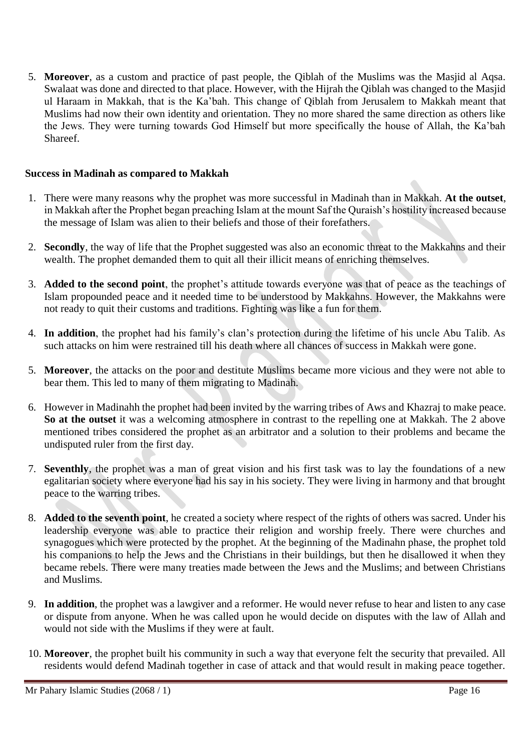5. **Moreover**, as a custom and practice of past people, the Qiblah of the Muslims was the Masjid al Aqsa. Swalaat was done and directed to that place. However, with the Hijrah the Qiblah was changed to the Masjid ul Haraam in Makkah, that is the Ka'bah. This change of Qiblah from Jerusalem to Makkah meant that Muslims had now their own identity and orientation. They no more shared the same direction as others like the Jews. They were turning towards God Himself but more specifically the house of Allah, the Ka'bah Shareef.

**Success in Madinah as compared to Makkah**

1. There were many reasons why the prophet was more successful in Madinah than in Makkah. **At the outset**, in Makkah after the Prophet began preaching Islam at the mount Saf the Quraish's hostility increased because the message of Islam was alien to their beliefs and those of their forefathers.

2. **Secondly**, the way of life that the Prophet suggested was also an economic threat to the Makkahns and their wealth. The prophet demanded them to quit all their illicit means of enriching themselves.

3. **Added to the second point**, the prophet's attitude towards everyone was that of peace as the teachings of Islam propounded peace and it needed time to be understood by Makkahns. However, the Makkahns were not ready to quit their customs and traditions. Fighting was like a fun for them.

4. **In addition**, the prophet had his family's clan's protection during the lifetime of his uncle Abu Talib. As such attacks on him were restrained till his death where all chances of success in Makkah were gone.

5. **Moreover**, the attacks on the poor and destitute Muslims became more vicious and they were not able to bear them. This led to many of them migrating to Madinah.

6. However in Madinahh the prophet had been invited by the warring tribes of Aws and Khazraj to make peace. **So at the outset** it was a welcoming atmosphere in contrast to the repelling one at Makkah. The 2 above mentioned tribes considered the prophet as an arbitrator and a solution to their problems and became the undisputed ruler from the first day.

7. **Seventhly**, the prophet was a man of great vision and his first task was to lay the foundations of a new egalitarian society where everyone had his say in his society. They were living in harmony and that brought peace to the warring tribes.

8. **Added to the seventh point**, he created a society where respect of the rights of others was sacred. Under his leadership everyone was able to practice their religion and worship freely. There were churches and synagogues which were protected by the prophet. At the beginning of the Madinahn phase, the prophet told his companions to help the Jews and the Christians in their buildings, but then he disallowed it when they became rebels. There were many treaties made between the Jews and the Muslims; and between Christians and Muslims.

9. **In addition**, the prophet was a lawgiver and a reformer. He would never refuse to hear and listen to any case or dispute from anyone. When he was called upon he would decide on disputes with the law of Allah and would not side with the Muslims if they were at fault.

10. **Moreover**, the prophet built his community in such a way that everyone felt the security that prevailed. All residents would defend Madinah together in case of attack and that would result in making peace together.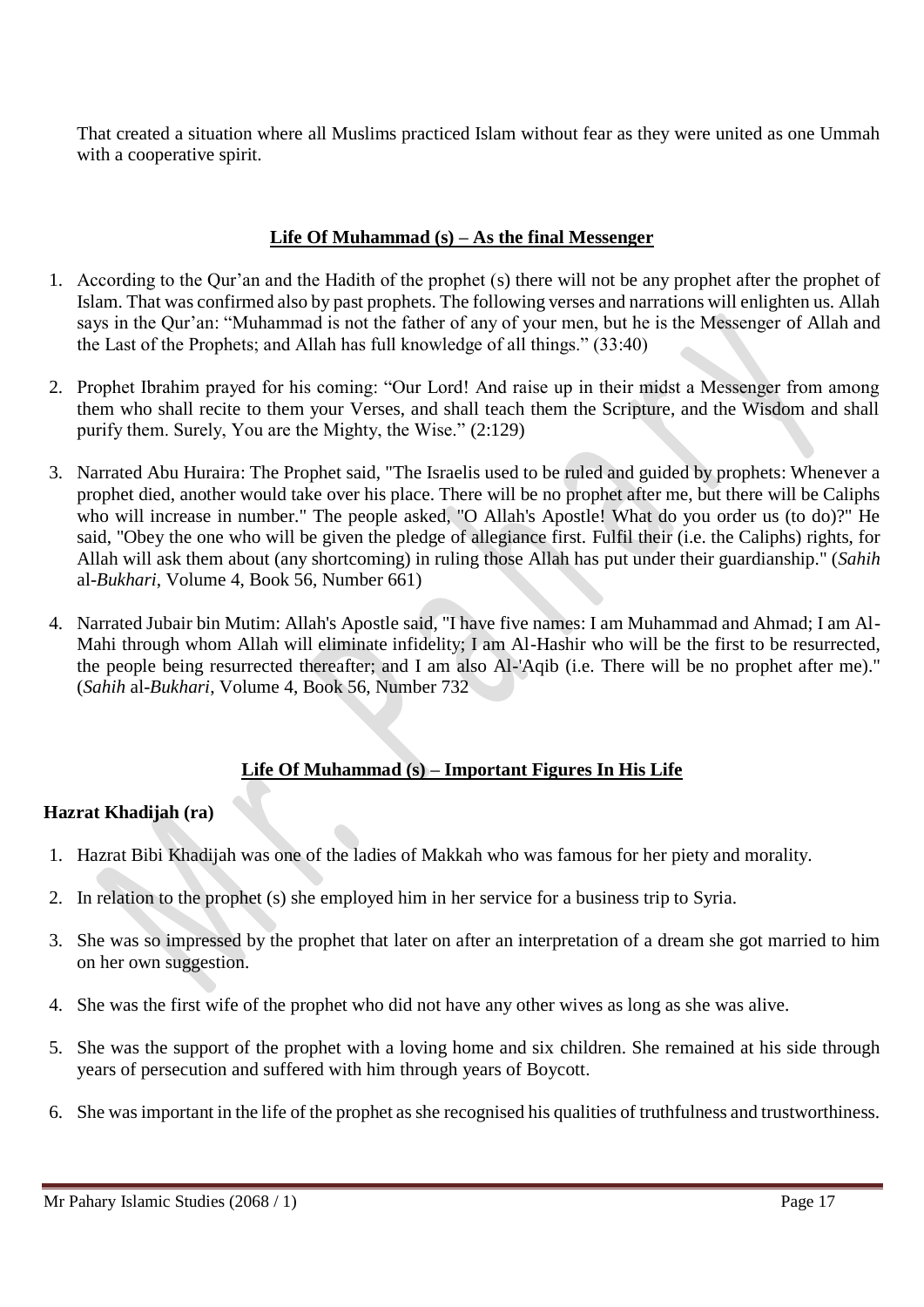That created a situation where all Muslims practiced Islam without fear as they were united as one Ummah with a cooperative spirit.

## Life Of Muhammad (s) – As the final Messenger

1. According to the Qur'an and the Hadith of the prophet (s) there will not be any prophet after the prophet of Islam. That was confirmed also by past prophets. The following verses and narrations will enlighten us. Allah says in the Qur'an: "Muhammad is not the father of any of your men, but he is the Messenger of Allah and the Last of the Prophets; and Allah has full knowledge of all things." (33:40)

2. Prophet Ibrahim prayed for his coming: "Our Lord! And raise up in their midst a Messenger from among them who shall recite to them your Verses, and shall teach them the Scripture, and the Wisdom and shall purify them. Surely, You are the Mighty, the Wise." (2:129)

3. Narrated Abu Huraira: The Prophet said, "The Israelis used to be ruled and guided by prophets: Whenever a prophet died, another would take over his place. There will be no prophet after me, but there will be Caliphs who will increase in number." The people asked, "O Allah's Apostle! What do you order us (to do)?" He said, "Obey the one who will be given the pledge of allegiance first. Fulfil their (i.e. the Caliphs) rights, for Allah will ask them about (any shortcoming) in ruling those Allah has put under their guardianship." (*Sahih* al-*Bukhari*, Volume 4, Book 56, Number 661)

4. Narrated Jubair bin Mutim: Allah's Apostle said, "I have five names: I am Muhammad and Ahmad; I am Al-Mahi through whom Allah will eliminate infidelity; I am Al-Hashir who will be the first to be resurrected, the people being resurrected thereafter; and I am also Al-'Aqib (i.e. There will be no prophet after me)." (*Sahih* al-*Bukhari*, Volume 4, Book 56, Number 732

## Life Of Muhammad (s) – Important Figures In His Life

### Hazrat Khadijah (ra)

1. Hazrat Bibi Khadijah was one of the ladies of Makkah who was famous for her piety and morality.

2. In relation to the prophet (s) she employed him in her service for a business trip to Syria.

3. She was so impressed by the prophet that later on after an interpretation of a dream she got married to him on her own suggestion.

4. She was the first wife of the prophet who did not have any other wives as long as she was alive.

5. She was the support of the prophet with a loving home and six children. She remained at his side through years of persecution and suffered with him through years of Boycott.

6. She was important in the life of the prophet as she recognised his qualities of truthfulness and trustworthiness.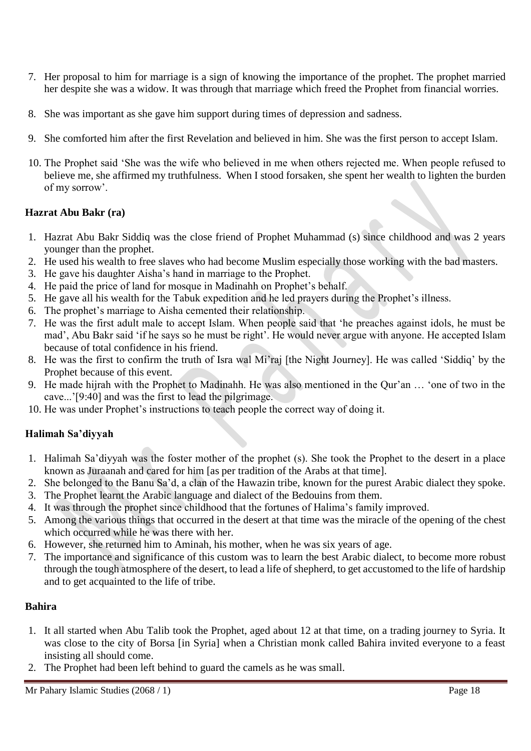7. Her proposal to him for marriage is a sign of knowing the importance of the prophet. The prophet married her despite she was a widow. It was through that marriage which freed the Prophet from financial worries.

8. She was important as she gave him support during times of depression and sadness.

9. She comforted him after the first Revelation and believed in him. She was the first person to accept Islam.

10. The Prophet said 'She was the wife who believed in me when others rejected me. When people refused to believe me, she affirmed my truthfulness. When I stood forsaken, she spent her wealth to lighten the burden of my sorrow'.

### Hazrat Abu Bakr (ra)

1. Hazrat Abu Bakr Siddiq was the close friend of Prophet Muhammad (s) since childhood and was 2 years younger than the prophet.
2. He used his wealth to free slaves who had become Muslim especially those working with the bad masters.
3. He gave his daughter Aisha's hand in marriage to the Prophet.
4. He paid the price of land for mosque in Madinahh on Prophet's behalf.
5. He gave all his wealth for the Tabuk expedition and he led prayers during the Prophet's illness.
6. The prophet's marriage to Aisha cemented their relationship.
7. He was the first adult male to accept Islam. When people said that 'he preaches against idols, he must be mad', Abu Bakr said 'if he says so he must be right'. He would never argue with anyone. He accepted Islam because of total confidence in his friend.
8. He was the first to confirm the truth of Isra wal Mi'raj [the Night Journey]. He was called 'Siddiq' by the Prophet because of this event.
9. He made hijrah with the Prophet to Madinahh. He was also mentioned in the Qur'an … 'one of two in the cave...'[9:40] and was the first to lead the pilgrimage.
10. He was under Prophet's instructions to teach people the correct way of doing it.

### Halimah Sa'diyyah

1. Halimah Sa'diyyah was the foster mother of the prophet (s). She took the Prophet to the desert in a place known as Juraanah and cared for him [as per tradition of the Arabs at that time].
2. She belonged to the Banu Sa'd, a clan of the Hawazin tribe, known for the purest Arabic dialect they spoke.
3. The Prophet learnt the Arabic language and dialect of the Bedouins from them.
4. It was through the prophet since childhood that the fortunes of Halima's family improved.
5. Among the various things that occurred in the desert at that time was the miracle of the opening of the chest which occurred while he was there with her.
6. However, she returned him to Aminah, his mother, when he was six years of age.
7. The importance and significance of this custom was to learn the best Arabic dialect, to become more robust through the tough atmosphere of the desert, to lead a life of shepherd, to get accustomed to the life of hardship and to get acquainted to the life of tribe.

### Bahira

1. It all started when Abu Talib took the Prophet, aged about 12 at that time, on a trading journey to Syria. It was close to the city of Borsa [in Syria] when a Christian monk called Bahira invited everyone to a feast insisting all should come.
2. The Prophet had been left behind to guard the camels as he was small.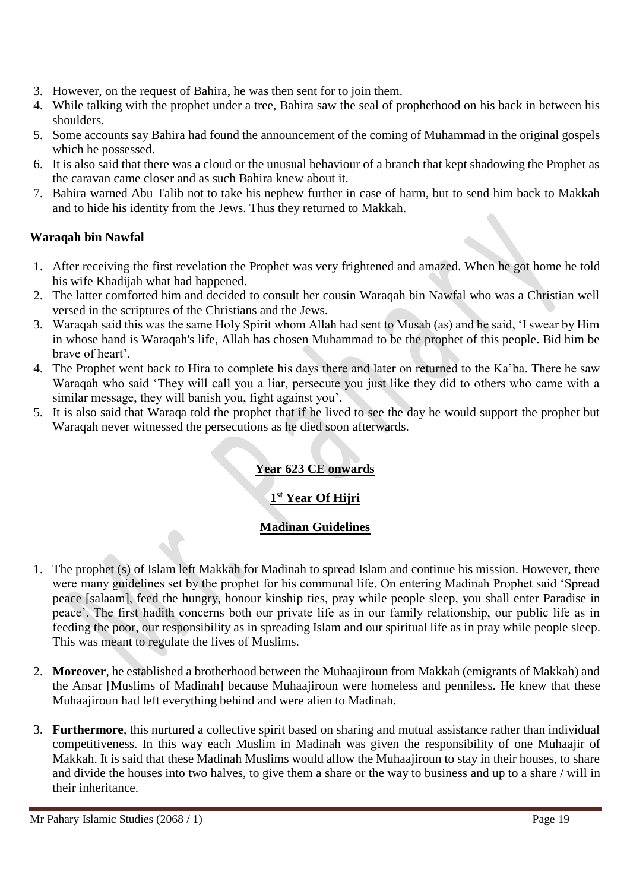3. However, on the request of Bahira, he was then sent for to join them.
4. While talking with the prophet under a tree, Bahira saw the seal of prophethood on his back in between his shoulders.
5. Some accounts say Bahira had found the announcement of the coming of Muhammad in the original gospels which he possessed.
6. It is also said that there was a cloud or the unusual behaviour of a branch that kept shadowing the Prophet as the caravan came closer and as such Bahira knew about it.
7. Bahira warned Abu Talib not to take his nephew further in case of harm, but to send him back to Makkah and to hide his identity from the Jews. Thus they returned to Makkah.

**Waraqah bin Nawfal**

1. After receiving the first revelation the Prophet was very frightened and amazed. When he got home he told his wife Khadijah what had happened.
2. The latter comforted him and decided to consult her cousin Waraqah bin Nawfal who was a Christian well versed in the scriptures of the Christians and the Jews.
3. Waraqah said this was the same Holy Spirit whom Allah had sent to Musah (as) and he said, 'I swear by Him in whose hand is Waraqah's life, Allah has chosen Muhammad to be the prophet of this people. Bid him be brave of heart'.
4. The Prophet went back to Hira to complete his days there and later on returned to the Ka'ba. There he saw Waraqah who said 'They will call you a liar, persecute you just like they did to others who came with a similar message, they will banish you, fight against you'.
5. It is also said that Waraqa told the prophet that if he lived to see the day he would support the prophet but Waraqah never witnessed the persecutions as he died soon afterwards.

## Year 623 CE onwards

## 1st Year Of Hijri

## Madinan Guidelines

1. The prophet (s) of Islam left Makkah for Madinah to spread Islam and continue his mission. However, there were many guidelines set by the prophet for his communal life. On entering Madinah Prophet said 'Spread peace [salaam], feed the hungry, honour kinship ties, pray while people sleep, you shall enter Paradise in peace'. The first hadith concerns both our private life as in our family relationship, our public life as in feeding the poor, our responsibility as in spreading Islam and our spiritual life as in pray while people sleep. This was meant to regulate the lives of Muslims.

2. **Moreover**, he established a brotherhood between the Muhaajiroun from Makkah (emigrants of Makkah) and the Ansar [Muslims of Madinah] because Muhaajiroun were homeless and penniless. He knew that these Muhaajiroun had left everything behind and were alien to Madinah.

3. **Furthermore**, this nurtured a collective spirit based on sharing and mutual assistance rather than individual competitiveness. In this way each Muslim in Madinah was given the responsibility of one Muhaajir of Makkah. It is said that these Madinah Muslims would allow the Muhaajiroun to stay in their houses, to share and divide the houses into two halves, to give them a share or the way to business and up to a share / will in their inheritance.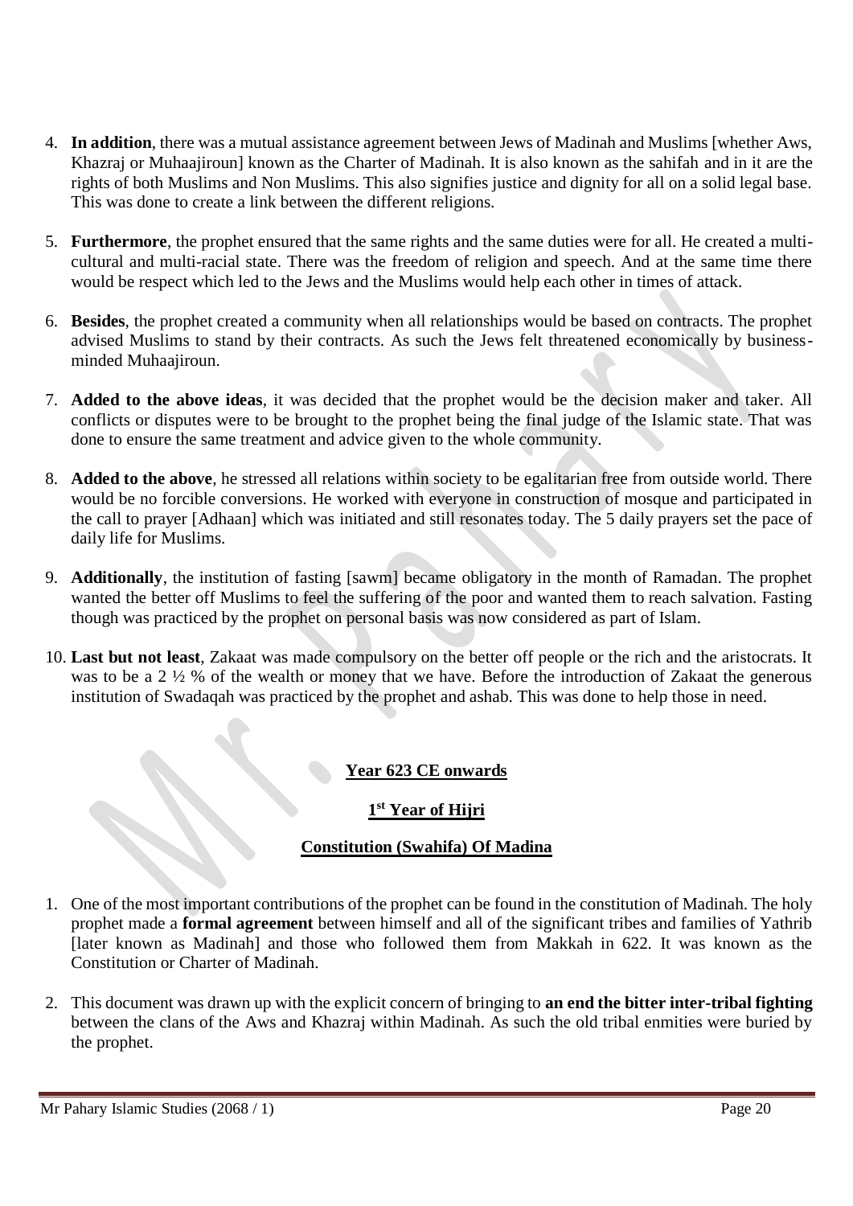4. **In addition**, there was a mutual assistance agreement between Jews of Madinah and Muslims [whether Aws, Khazraj or Muhaajiroun] known as the Charter of Madinah. It is also known as the sahifah and in it are the rights of both Muslims and Non Muslims. This also signifies justice and dignity for all on a solid legal base. This was done to create a link between the different religions.

5. **Furthermore**, the prophet ensured that the same rights and the same duties were for all. He created a multi-cultural and multi-racial state. There was the freedom of religion and speech. And at the same time there would be respect which led to the Jews and the Muslims would help each other in times of attack.

6. **Besides**, the prophet created a community when all relationships would be based on contracts. The prophet advised Muslims to stand by their contracts. As such the Jews felt threatened economically by business-minded Muhaajiroun.

7. **Added to the above ideas**, it was decided that the prophet would be the decision maker and taker. All conflicts or disputes were to be brought to the prophet being the final judge of the Islamic state. That was done to ensure the same treatment and advice given to the whole community.

8. **Added to the above**, he stressed all relations within society to be egalitarian free from outside world. There would be no forcible conversions. He worked with everyone in construction of mosque and participated in the call to prayer [Adhaan] which was initiated and still resonates today. The 5 daily prayers set the pace of daily life for Muslims.

9. **Additionally**, the institution of fasting [sawm] became obligatory in the month of Ramadan. The prophet wanted the better off Muslims to feel the suffering of the poor and wanted them to reach salvation. Fasting though was practiced by the prophet on personal basis was now considered as part of Islam.

10. **Last but not least**, Zakaat was made compulsory on the better off people or the rich and the aristocrats. It was to be a 2 ½ % of the wealth or money that we have. Before the introduction of Zakaat the generous institution of Swadaqah was practiced by the prophet and ashab. This was done to help those in need.

## Year 623 CE onwards

### 1st Year of Hijri

### Constitution (Swahifa) Of Madina

1. One of the most important contributions of the prophet can be found in the constitution of Madinah. The holy prophet made a **formal agreement** between himself and all of the significant tribes and families of Yathrib [later known as Madinah] and those who followed them from Makkah in 622. It was known as the Constitution or Charter of Madinah.

2. This document was drawn up with the explicit concern of bringing to **an end the bitter inter-tribal fighting** between the clans of the Aws and Khazraj within Madinah. As such the old tribal enmities were buried by the prophet.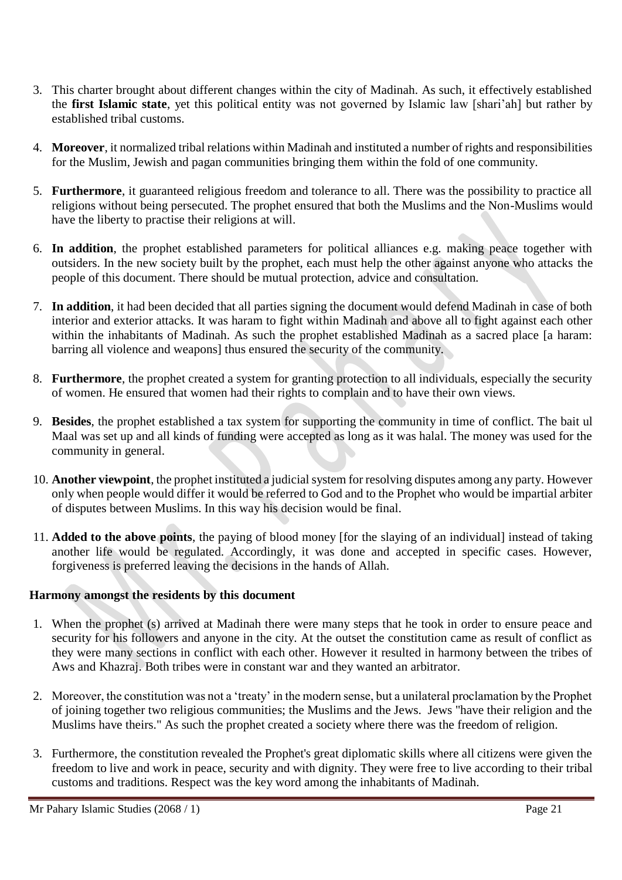3. This charter brought about different changes within the city of Madinah. As such, it effectively established the **first Islamic state**, yet this political entity was not governed by Islamic law [shari'ah] but rather by established tribal customs.

4. **Moreover**, it normalized tribal relations within Madinah and instituted a number of rights and responsibilities for the Muslim, Jewish and pagan communities bringing them within the fold of one community.

5. **Furthermore**, it guaranteed religious freedom and tolerance to all. There was the possibility to practice all religions without being persecuted. The prophet ensured that both the Muslims and the Non-Muslims would have the liberty to practise their religions at will.

6. **In addition**, the prophet established parameters for political alliances e.g. making peace together with outsiders. In the new society built by the prophet, each must help the other against anyone who attacks the people of this document. There should be mutual protection, advice and consultation.

7. **In addition**, it had been decided that all parties signing the document would defend Madinah in case of both interior and exterior attacks. It was haram to fight within Madinah and above all to fight against each other within the inhabitants of Madinah. As such the prophet established Madinah as a sacred place [a haram: barring all violence and weapons] thus ensured the security of the community.

8. **Furthermore**, the prophet created a system for granting protection to all individuals, especially the security of women. He ensured that women had their rights to complain and to have their own views.

9. **Besides**, the prophet established a tax system for supporting the community in time of conflict. The bait ul Maal was set up and all kinds of funding were accepted as long as it was halal. The money was used for the community in general.

10. **Another viewpoint**, the prophet instituted a judicial system for resolving disputes among any party. However only when people would differ it would be referred to God and to the Prophet who would be impartial arbiter of disputes between Muslims. In this way his decision would be final.

11. **Added to the above points**, the paying of blood money [for the slaying of an individual] instead of taking another life would be regulated. Accordingly, it was done and accepted in specific cases. However, forgiveness is preferred leaving the decisions in the hands of Allah.

**Harmony amongst the residents by this document**

1. When the prophet (s) arrived at Madinah there were many steps that he took in order to ensure peace and security for his followers and anyone in the city. At the outset the constitution came as result of conflict as they were many sections in conflict with each other. However it resulted in harmony between the tribes of Aws and Khazraj. Both tribes were in constant war and they wanted an arbitrator.

2. Moreover, the constitution was not a 'treaty' in the modern sense, but a unilateral proclamation by the Prophet of joining together two religious communities; the Muslims and the Jews. Jews "have their religion and the Muslims have theirs." As such the prophet created a society where there was the freedom of religion.

3. Furthermore, the constitution revealed the Prophet's great diplomatic skills where all citizens were given the freedom to live and work in peace, security and with dignity. They were free to live according to their tribal customs and traditions. Respect was the key word among the inhabitants of Madinah.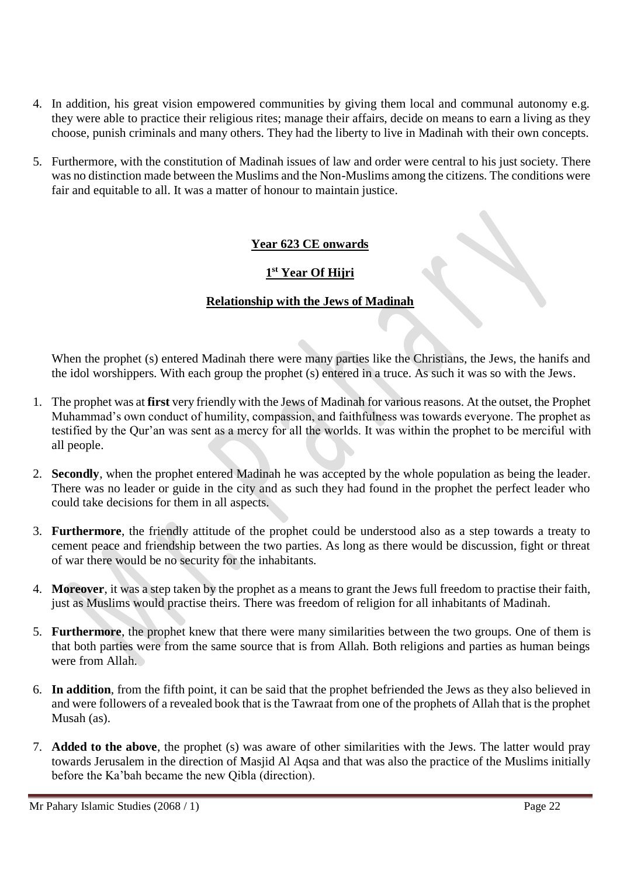4. In addition, his great vision empowered communities by giving them local and communal autonomy e.g. they were able to practice their religious rites; manage their affairs, decide on means to earn a living as they choose, punish criminals and many others. They had the liberty to live in Madinah with their own concepts.

5. Furthermore, with the constitution of Madinah issues of law and order were central to his just society. There was no distinction made between the Muslims and the Non-Muslims among the citizens. The conditions were fair and equitable to all. It was a matter of honour to maintain justice.

## Year 623 CE onwards

## 1st Year Of Hijri

## Relationship with the Jews of Madinah

When the prophet (s) entered Madinah there were many parties like the Christians, the Jews, the hanifs and the idol worshippers. With each group the prophet (s) entered in a truce. As such it was so with the Jews.

1. The prophet was at **first** very friendly with the Jews of Madinah for various reasons. At the outset, the Prophet Muhammad's own conduct of humility, compassion, and faithfulness was towards everyone. The prophet as testified by the Qur'an was sent as a mercy for all the worlds. It was within the prophet to be merciful with all people.

2. **Secondly**, when the prophet entered Madinah he was accepted by the whole population as being the leader. There was no leader or guide in the city and as such they had found in the prophet the perfect leader who could take decisions for them in all aspects.

3. **Furthermore**, the friendly attitude of the prophet could be understood also as a step towards a treaty to cement peace and friendship between the two parties. As long as there would be discussion, fight or threat of war there would be no security for the inhabitants.

4. **Moreover**, it was a step taken by the prophet as a means to grant the Jews full freedom to practise their faith, just as Muslims would practise theirs. There was freedom of religion for all inhabitants of Madinah.

5. **Furthermore**, the prophet knew that there were many similarities between the two groups. One of them is that both parties were from the same source that is from Allah. Both religions and parties as human beings were from Allah.

6. **In addition**, from the fifth point, it can be said that the prophet befriended the Jews as they also believed in and were followers of a revealed book that is the Tawraat from one of the prophets of Allah that is the prophet Musah (as).

7. **Added to the above**, the prophet (s) was aware of other similarities with the Jews. The latter would pray towards Jerusalem in the direction of Masjid Al Aqsa and that was also the practice of the Muslims initially before the Ka'bah became the new Qibla (direction).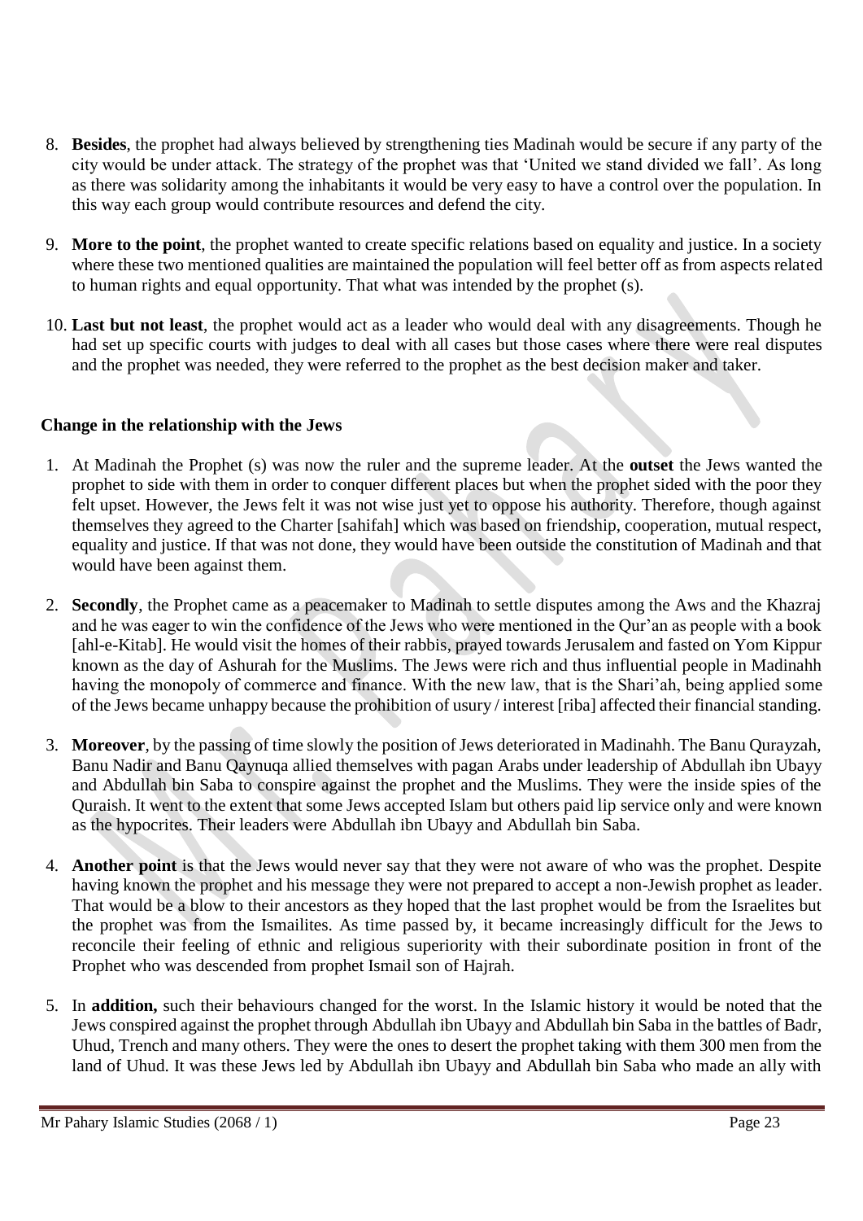8. **Besides**, the prophet had always believed by strengthening ties Madinah would be secure if any party of the city would be under attack. The strategy of the prophet was that 'United we stand divided we fall'. As long as there was solidarity among the inhabitants it would be very easy to have a control over the population. In this way each group would contribute resources and defend the city.

9. **More to the point**, the prophet wanted to create specific relations based on equality and justice. In a society where these two mentioned qualities are maintained the population will feel better off as from aspects related to human rights and equal opportunity. That what was intended by the prophet (s).

10. **Last but not least**, the prophet would act as a leader who would deal with any disagreements. Though he had set up specific courts with judges to deal with all cases but those cases where there were real disputes and the prophet was needed, they were referred to the prophet as the best decision maker and taker.

### Change in the relationship with the Jews

1. At Madinah the Prophet (s) was now the ruler and the supreme leader. At the **outset** the Jews wanted the prophet to side with them in order to conquer different places but when the prophet sided with the poor they felt upset. However, the Jews felt it was not wise just yet to oppose his authority. Therefore, though against themselves they agreed to the Charter [sahifah] which was based on friendship, cooperation, mutual respect, equality and justice. If that was not done, they would have been outside the constitution of Madinah and that would have been against them.

2. **Secondly**, the Prophet came as a peacemaker to Madinah to settle disputes among the Aws and the Khazraj and he was eager to win the confidence of the Jews who were mentioned in the Qur'an as people with a book [ahl-e-Kitab]. He would visit the homes of their rabbis, prayed towards Jerusalem and fasted on Yom Kippur known as the day of Ashurah for the Muslims. The Jews were rich and thus influential people in Madinahh having the monopoly of commerce and finance. With the new law, that is the Shari'ah, being applied some of the Jews became unhappy because the prohibition of usury / interest [riba] affected their financial standing.

3. **Moreover**, by the passing of time slowly the position of Jews deteriorated in Madinahh. The Banu Qurayzah, Banu Nadir and Banu Qaynuqa allied themselves with pagan Arabs under leadership of Abdullah ibn Ubayy and Abdullah bin Saba to conspire against the prophet and the Muslims. They were the inside spies of the Quraish. It went to the extent that some Jews accepted Islam but others paid lip service only and were known as the hypocrites. Their leaders were Abdullah ibn Ubayy and Abdullah bin Saba.

4. **Another point** is that the Jews would never say that they were not aware of who was the prophet. Despite having known the prophet and his message they were not prepared to accept a non-Jewish prophet as leader. That would be a blow to their ancestors as they hoped that the last prophet would be from the Israelites but the prophet was from the Ismailites. As time passed by, it became increasingly difficult for the Jews to reconcile their feeling of ethnic and religious superiority with their subordinate position in front of the Prophet who was descended from prophet Ismail son of Hajrah.

5. In **addition,** such their behaviours changed for the worst. In the Islamic history it would be noted that the Jews conspired against the prophet through Abdullah ibn Ubayy and Abdullah bin Saba in the battles of Badr, Uhud, Trench and many others. They were the ones to desert the prophet taking with them 300 men from the land of Uhud. It was these Jews led by Abdullah ibn Ubayy and Abdullah bin Saba who made an ally with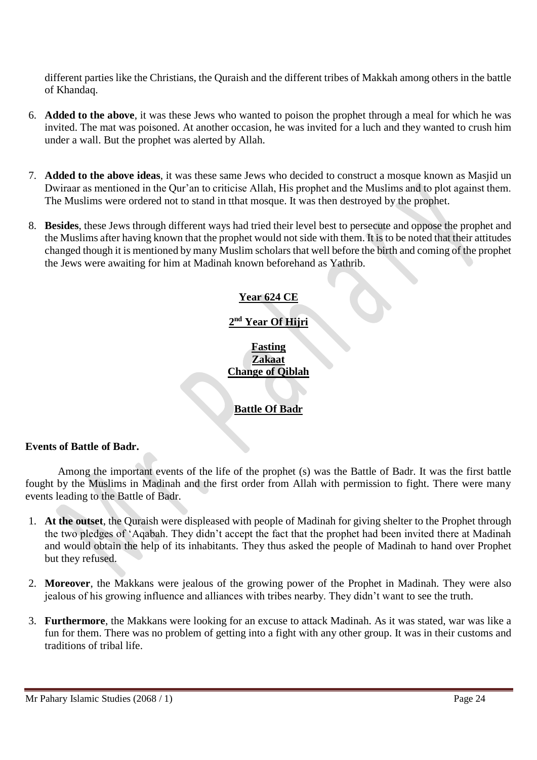different parties like the Christians, the Quraish and the different tribes of Makkah among others in the battle of Khandaq.

6. **Added to the above**, it was these Jews who wanted to poison the prophet through a meal for which he was invited. The mat was poisoned. At another occasion, he was invited for a luch and they wanted to crush him under a wall. But the prophet was alerted by Allah.

7. **Added to the above ideas**, it was these same Jews who decided to construct a mosque known as Masjid un Dwiraar as mentioned in the Qur'an to criticise Allah, His prophet and the Muslims and to plot against them. The Muslims were ordered not to stand in tthat mosque. It was then destroyed by the prophet.

8. **Besides**, these Jews through different ways had tried their level best to persecute and oppose the prophet and the Muslims after having known that the prophet would not side with them. It is to be noted that their attitudes changed though it is mentioned by many Muslim scholars that well before the birth and coming of the prophet the Jews were awaiting for him at Madinah known beforehand as Yathrib.

**Year 624 CE**

**2nd Year Of Hijri**

**Fasting**
**Zakaat**
**Change of Qiblah**

**Battle Of Badr**

**Events of Battle of Badr.**

Among the important events of the life of the prophet (s) was the Battle of Badr. It was the first battle fought by the Muslims in Madinah and the first order from Allah with permission to fight. There were many events leading to the Battle of Badr.

1. **At the outset**, the Quraish were displeased with people of Madinah for giving shelter to the Prophet through the two pledges of 'Aqabah. They didn't accept the fact that the prophet had been invited there at Madinah and would obtain the help of its inhabitants. They thus asked the people of Madinah to hand over Prophet but they refused.

2. **Moreover**, the Makkans were jealous of the growing power of the Prophet in Madinah. They were also jealous of his growing influence and alliances with tribes nearby. They didn't want to see the truth.

3. **Furthermore**, the Makkans were looking for an excuse to attack Madinah. As it was stated, war was like a fun for them. There was no problem of getting into a fight with any other group. It was in their customs and traditions of tribal life.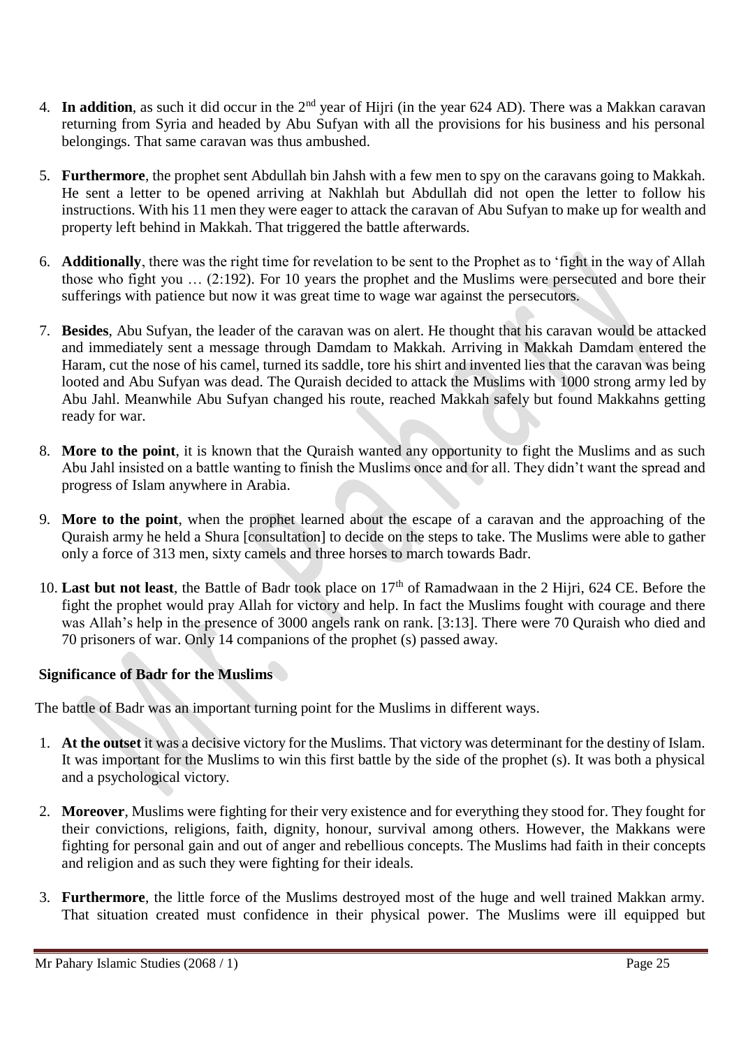4. **In addition**, as such it did occur in the 2nd year of Hijri (in the year 624 AD). There was a Makkan caravan returning from Syria and headed by Abu Sufyan with all the provisions for his business and his personal belongings. That same caravan was thus ambushed.

5. **Furthermore**, the prophet sent Abdullah bin Jahsh with a few men to spy on the caravans going to Makkah. He sent a letter to be opened arriving at Nakhlah but Abdullah did not open the letter to follow his instructions. With his 11 men they were eager to attack the caravan of Abu Sufyan to make up for wealth and property left behind in Makkah. That triggered the battle afterwards.

6. **Additionally**, there was the right time for revelation to be sent to the Prophet as to 'fight in the way of Allah those who fight you … (2:192). For 10 years the prophet and the Muslims were persecuted and bore their sufferings with patience but now it was great time to wage war against the persecutors.

7. **Besides**, Abu Sufyan, the leader of the caravan was on alert. He thought that his caravan would be attacked and immediately sent a message through Damdam to Makkah. Arriving in Makkah Damdam entered the Haram, cut the nose of his camel, turned its saddle, tore his shirt and invented lies that the caravan was being looted and Abu Sufyan was dead. The Quraish decided to attack the Muslims with 1000 strong army led by Abu Jahl. Meanwhile Abu Sufyan changed his route, reached Makkah safely but found Makkahns getting ready for war.

8. **More to the point**, it is known that the Quraish wanted any opportunity to fight the Muslims and as such Abu Jahl insisted on a battle wanting to finish the Muslims once and for all. They didn't want the spread and progress of Islam anywhere in Arabia.

9. **More to the point**, when the prophet learned about the escape of a caravan and the approaching of the Quraish army he held a Shura [consultation] to decide on the steps to take. The Muslims were able to gather only a force of 313 men, sixty camels and three horses to march towards Badr.

10. **Last but not least**, the Battle of Badr took place on 17th of Ramadwaan in the 2 Hijri, 624 CE. Before the fight the prophet would pray Allah for victory and help. In fact the Muslims fought with courage and there was Allah's help in the presence of 3000 angels rank on rank. [3:13]. There were 70 Quraish who died and 70 prisoners of war. Only 14 companions of the prophet (s) passed away.

**Significance of Badr for the Muslims**

The battle of Badr was an important turning point for the Muslims in different ways.

1. **At the outset** it was a decisive victory for the Muslims. That victory was determinant for the destiny of Islam. It was important for the Muslims to win this first battle by the side of the prophet (s). It was both a physical and a psychological victory.

2. **Moreover**, Muslims were fighting for their very existence and for everything they stood for. They fought for their convictions, religions, faith, dignity, honour, survival among others. However, the Makkans were fighting for personal gain and out of anger and rebellious concepts. The Muslims had faith in their concepts and religion and as such they were fighting for their ideals.

3. **Furthermore**, the little force of the Muslims destroyed most of the huge and well trained Makkan army. That situation created must confidence in their physical power. The Muslims were ill equipped but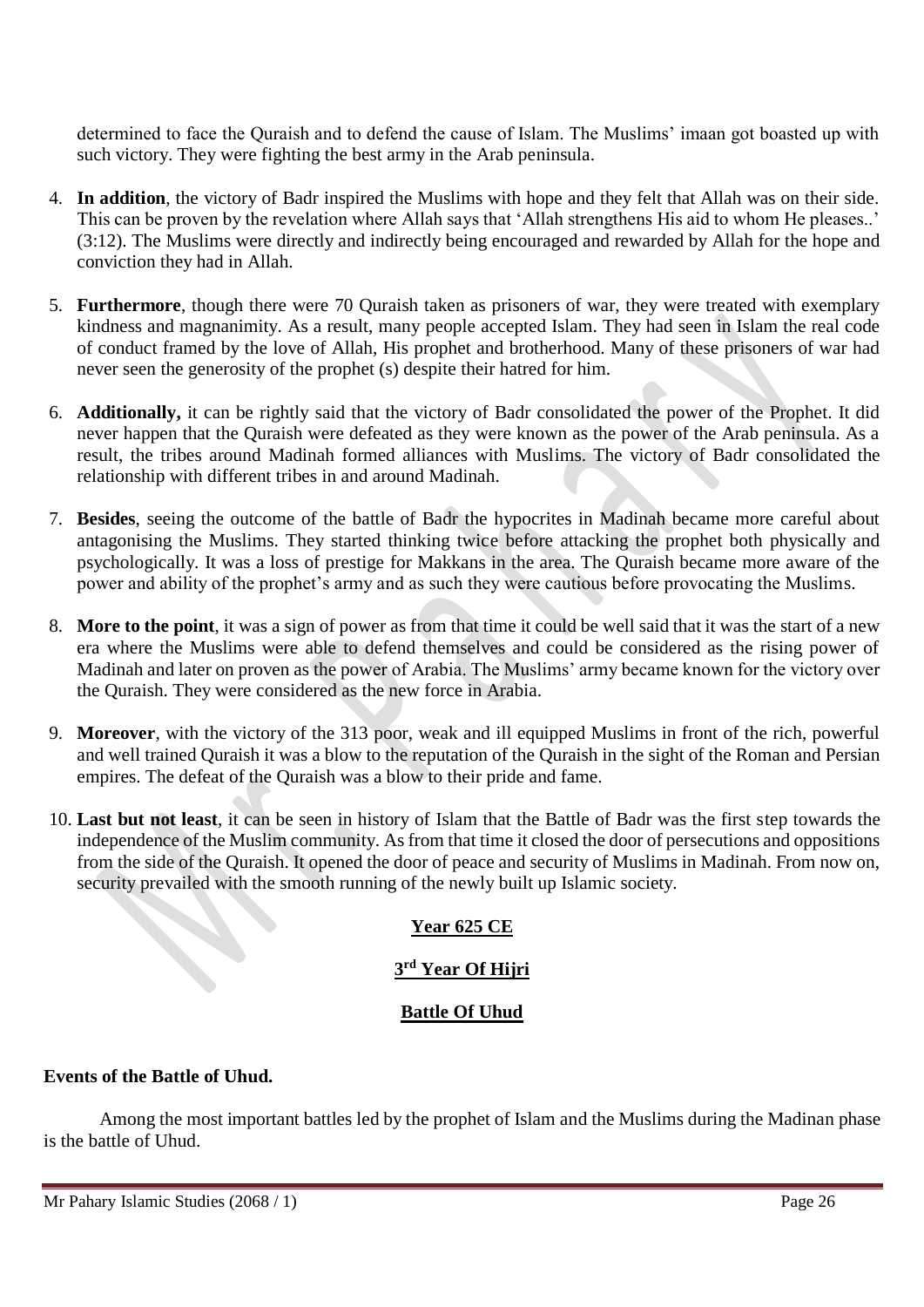determined to face the Quraish and to defend the cause of Islam. The Muslims' imaan got boasted up with such victory. They were fighting the best army in the Arab peninsula.

4. **In addition**, the victory of Badr inspired the Muslims with hope and they felt that Allah was on their side. This can be proven by the revelation where Allah says that 'Allah strengthens His aid to whom He pleases..' (3:12). The Muslims were directly and indirectly being encouraged and rewarded by Allah for the hope and conviction they had in Allah.

5. **Furthermore**, though there were 70 Quraish taken as prisoners of war, they were treated with exemplary kindness and magnanimity. As a result, many people accepted Islam. They had seen in Islam the real code of conduct framed by the love of Allah, His prophet and brotherhood. Many of these prisoners of war had never seen the generosity of the prophet (s) despite their hatred for him.

6. **Additionally,** it can be rightly said that the victory of Badr consolidated the power of the Prophet. It did never happen that the Quraish were defeated as they were known as the power of the Arab peninsula. As a result, the tribes around Madinah formed alliances with Muslims. The victory of Badr consolidated the relationship with different tribes in and around Madinah.

7. **Besides**, seeing the outcome of the battle of Badr the hypocrites in Madinah became more careful about antagonising the Muslims. They started thinking twice before attacking the prophet both physically and psychologically. It was a loss of prestige for Makkans in the area. The Quraish became more aware of the power and ability of the prophet's army and as such they were cautious before provocating the Muslims.

8. **More to the point**, it was a sign of power as from that time it could be well said that it was the start of a new era where the Muslims were able to defend themselves and could be considered as the rising power of Madinah and later on proven as the power of Arabia. The Muslims' army became known for the victory over the Quraish. They were considered as the new force in Arabia.

9. **Moreover**, with the victory of the 313 poor, weak and ill equipped Muslims in front of the rich, powerful and well trained Quraish it was a blow to the reputation of the Quraish in the sight of the Roman and Persian empires. The defeat of the Quraish was a blow to their pride and fame.

10. **Last but not least**, it can be seen in history of Islam that the Battle of Badr was the first step towards the independence of the Muslim community. As from that time it closed the door of persecutions and oppositions from the side of the Quraish. It opened the door of peace and security of Muslims in Madinah. From now on, security prevailed with the smooth running of the newly built up Islamic society.

## Year 625 CE

## 3rd Year Of Hijri

## Battle Of Uhud

**Events of the Battle of Uhud.**

Among the most important battles led by the prophet of Islam and the Muslims during the Madinan phase is the battle of Uhud.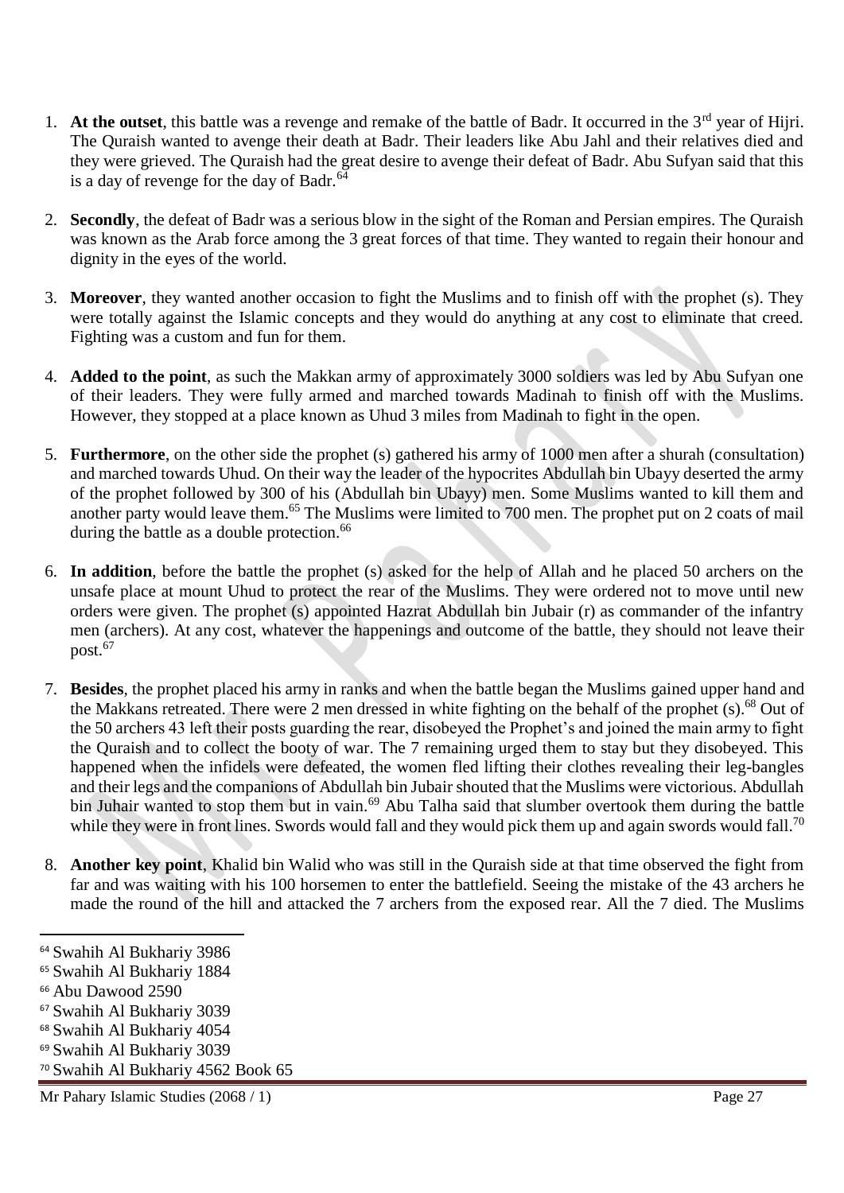1. **At the outset**, this battle was a revenge and remake of the battle of Badr. It occurred in the 3rd year of Hijri. The Quraish wanted to avenge their death at Badr. Their leaders like Abu Jahl and their relatives died and they were grieved. The Quraish had the great desire to avenge their defeat of Badr. Abu Sufyan said that this is a day of revenge for the day of Badr.[64]

2. **Secondly**, the defeat of Badr was a serious blow in the sight of the Roman and Persian empires. The Quraish was known as the Arab force among the 3 great forces of that time. They wanted to regain their honour and dignity in the eyes of the world.

3. **Moreover**, they wanted another occasion to fight the Muslims and to finish off with the prophet (s). They were totally against the Islamic concepts and they would do anything at any cost to eliminate that creed. Fighting was a custom and fun for them.

4. **Added to the point**, as such the Makkan army of approximately 3000 soldiers was led by Abu Sufyan one of their leaders. They were fully armed and marched towards Madinah to finish off with the Muslims. However, they stopped at a place known as Uhud 3 miles from Madinah to fight in the open.

5. **Furthermore**, on the other side the prophet (s) gathered his army of 1000 men after a shurah (consultation) and marched towards Uhud. On their way the leader of the hypocrites Abdullah bin Ubayy deserted the army of the prophet followed by 300 of his (Abdullah bin Ubayy) men. Some Muslims wanted to kill them and another party would leave them.[65] The Muslims were limited to 700 men. The prophet put on 2 coats of mail during the battle as a double protection.[66]

6. **In addition**, before the battle the prophet (s) asked for the help of Allah and he placed 50 archers on the unsafe place at mount Uhud to protect the rear of the Muslims. They were ordered not to move until new orders were given. The prophet (s) appointed Hazrat Abdullah bin Jubair (r) as commander of the infantry men (archers). At any cost, whatever the happenings and outcome of the battle, they should not leave their post.[67]

7. **Besides**, the prophet placed his army in ranks and when the battle began the Muslims gained upper hand and the Makkans retreated. There were 2 men dressed in white fighting on the behalf of the prophet (s).[68] Out of the 50 archers 43 left their posts guarding the rear, disobeyed the Prophet's and joined the main army to fight the Quraish and to collect the booty of war. The 7 remaining urged them to stay but they disobeyed. This happened when the infidels were defeated, the women fled lifting their clothes revealing their leg-bangles and their legs and the companions of Abdullah bin Jubair shouted that the Muslims were victorious. Abdullah bin Juhair wanted to stop them but in vain.[69] Abu Talha said that slumber overtook them during the battle while they were in front lines. Swords would fall and they would pick them up and again swords would fall.[70]

8. **Another key point**, Khalid bin Walid who was still in the Quraish side at that time observed the fight from far and was waiting with his 100 horsemen to enter the battlefield. Seeing the mistake of the 43 archers he made the round of the hill and attacked the 7 archers from the exposed rear. All the 7 died. The Muslims

---

[64] Swahih Al Bukhariy 3986
[65] Swahih Al Bukhariy 1884
[66] Abu Dawood 2590
[67] Swahih Al Bukhariy 3039
[68] Swahih Al Bukhariy 4054
[69] Swahih Al Bukhariy 3039
[70] Swahih Al Bukhariy 4562 Book 65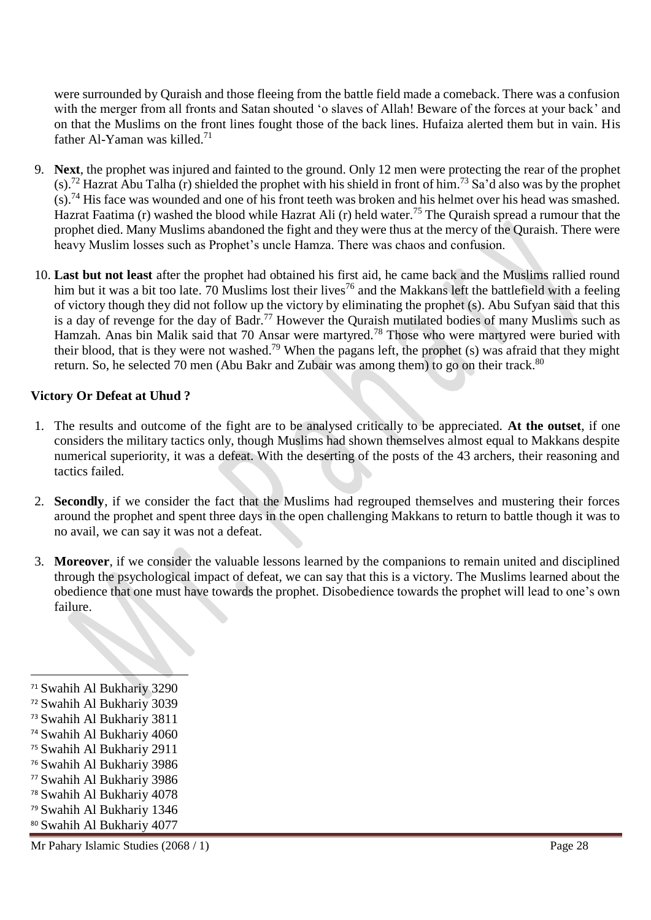were surrounded by Quraish and those fleeing from the battle field made a comeback. There was a confusion with the merger from all fronts and Satan shouted 'o slaves of Allah! Beware of the forces at your back' and on that the Muslims on the front lines fought those of the back lines. Hufaiza alerted them but in vain. His father Al-Yaman was killed.[71]

9. **Next**, the prophet was injured and fainted to the ground. Only 12 men were protecting the rear of the prophet (s).[72] Hazrat Abu Talha (r) shielded the prophet with his shield in front of him.[73] Sa'd also was by the prophet (s).[74] His face was wounded and one of his front teeth was broken and his helmet over his head was smashed. Hazrat Faatima (r) washed the blood while Hazrat Ali (r) held water.[75] The Quraish spread a rumour that the prophet died. Many Muslims abandoned the fight and they were thus at the mercy of the Quraish. There were heavy Muslim losses such as Prophet's uncle Hamza. There was chaos and confusion.

10. **Last but not least** after the prophet had obtained his first aid, he came back and the Muslims rallied round him but it was a bit too late. 70 Muslims lost their lives[76] and the Makkans left the battlefield with a feeling of victory though they did not follow up the victory by eliminating the prophet (s). Abu Sufyan said that this is a day of revenge for the day of Badr.[77] However the Quraish mutilated bodies of many Muslims such as Hamzah. Anas bin Malik said that 70 Ansar were martyred.[78] Those who were martyred were buried with their blood, that is they were not washed.[79] When the pagans left, the prophet (s) was afraid that they might return. So, he selected 70 men (Abu Bakr and Zubair was among them) to go on their track.[80]

**Victory Or Defeat at Uhud ?**

1. The results and outcome of the fight are to be analysed critically to be appreciated. **At the outset**, if one considers the military tactics only, though Muslims had shown themselves almost equal to Makkans despite numerical superiority, it was a defeat. With the deserting of the posts of the 43 archers, their reasoning and tactics failed.

2. **Secondly**, if we consider the fact that the Muslims had regrouped themselves and mustering their forces around the prophet and spent three days in the open challenging Makkans to return to battle though it was to no avail, we can say it was not a defeat.

3. **Moreover**, if we consider the valuable lessons learned by the companions to remain united and disciplined through the psychological impact of defeat, we can say that this is a victory. The Muslims learned about the obedience that one must have towards the prophet. Disobedience towards the prophet will lead to one's own failure.

---

[71] Swahih Al Bukhariy 3290
[72] Swahih Al Bukhariy 3039
[73] Swahih Al Bukhariy 3811
[74] Swahih Al Bukhariy 4060
[75] Swahih Al Bukhariy 2911
[76] Swahih Al Bukhariy 3986
[77] Swahih Al Bukhariy 3986
[78] Swahih Al Bukhariy 4078
[79] Swahih Al Bukhariy 1346
[80] Swahih Al Bukhariy 4077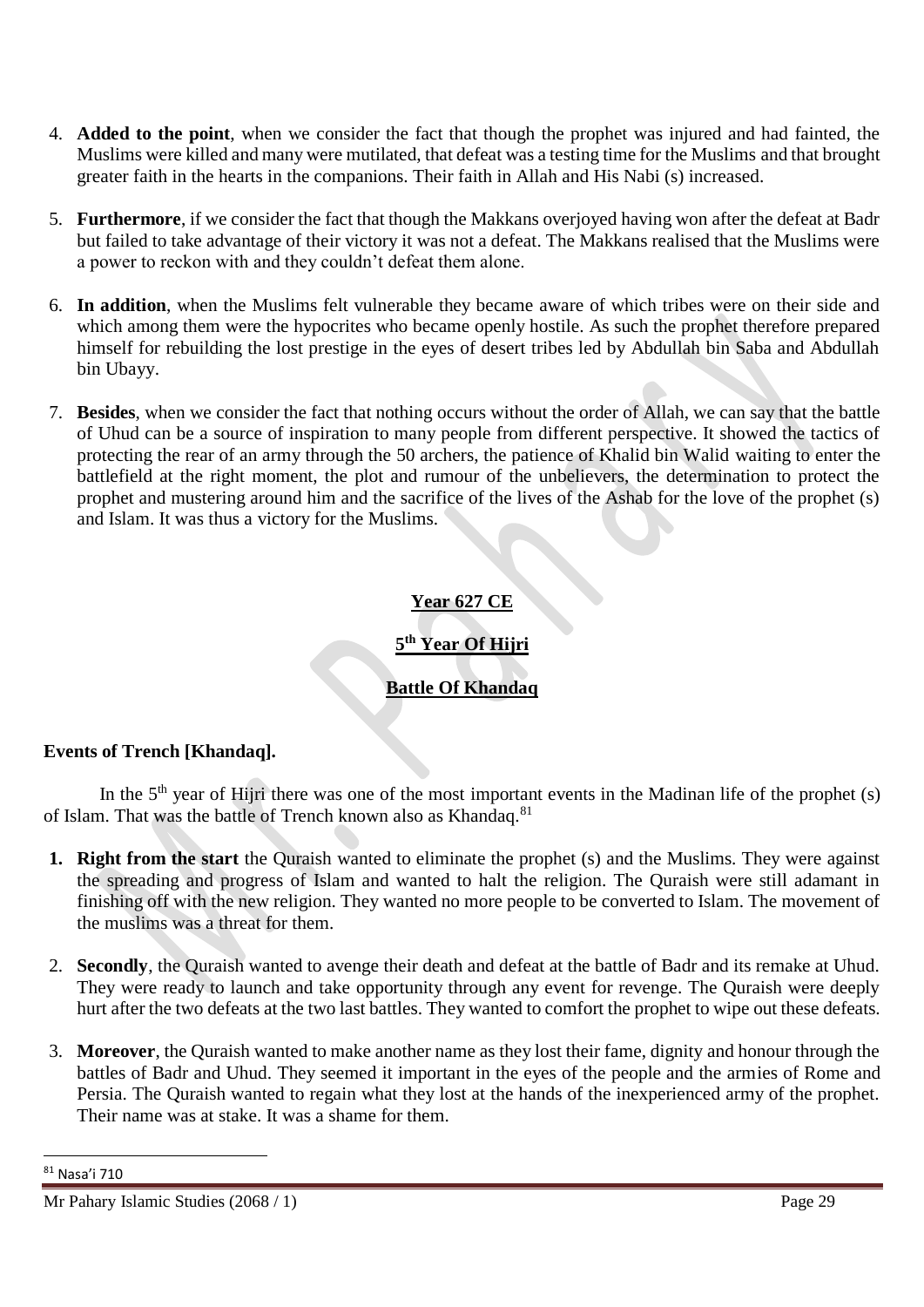4. **Added to the point**, when we consider the fact that though the prophet was injured and had fainted, the Muslims were killed and many were mutilated, that defeat was a testing time for the Muslims and that brought greater faith in the hearts in the companions. Their faith in Allah and His Nabi (s) increased.

5. **Furthermore**, if we consider the fact that though the Makkans overjoyed having won after the defeat at Badr but failed to take advantage of their victory it was not a defeat. The Makkans realised that the Muslims were a power to reckon with and they couldn't defeat them alone.

6. **In addition**, when the Muslims felt vulnerable they became aware of which tribes were on their side and which among them were the hypocrites who became openly hostile. As such the prophet therefore prepared himself for rebuilding the lost prestige in the eyes of desert tribes led by Abdullah bin Saba and Abdullah bin Ubayy.

7. **Besides**, when we consider the fact that nothing occurs without the order of Allah, we can say that the battle of Uhud can be a source of inspiration to many people from different perspective. It showed the tactics of protecting the rear of an army through the 50 archers, the patience of Khalid bin Walid waiting to enter the battlefield at the right moment, the plot and rumour of the unbelievers, the determination to protect the prophet and mustering around him and the sacrifice of the lives of the Ashab for the love of the prophet (s) and Islam. It was thus a victory for the Muslims.

## Year 627 CE

## 5th Year Of Hijri

## Battle Of Khandaq

**Events of Trench [Khandaq].**

In the 5th year of Hijri there was one of the most important events in the Madinan life of the prophet (s) of Islam. That was the battle of Trench known also as Khandaq.[81]

1. **Right from the start** the Quraish wanted to eliminate the prophet (s) and the Muslims. They were against the spreading and progress of Islam and wanted to halt the religion. The Quraish were still adamant in finishing off with the new religion. They wanted no more people to be converted to Islam. The movement of the muslims was a threat for them.

2. **Secondly**, the Quraish wanted to avenge their death and defeat at the battle of Badr and its remake at Uhud. They were ready to launch and take opportunity through any event for revenge. The Quraish were deeply hurt after the two defeats at the two last battles. They wanted to comfort the prophet to wipe out these defeats.

3. **Moreover**, the Quraish wanted to make another name as they lost their fame, dignity and honour through the battles of Badr and Uhud. They seemed it important in the eyes of the people and the armies of Rome and Persia. The Quraish wanted to regain what they lost at the hands of the inexperienced army of the prophet. Their name was at stake. It was a shame for them.

[81] Nasa'i 710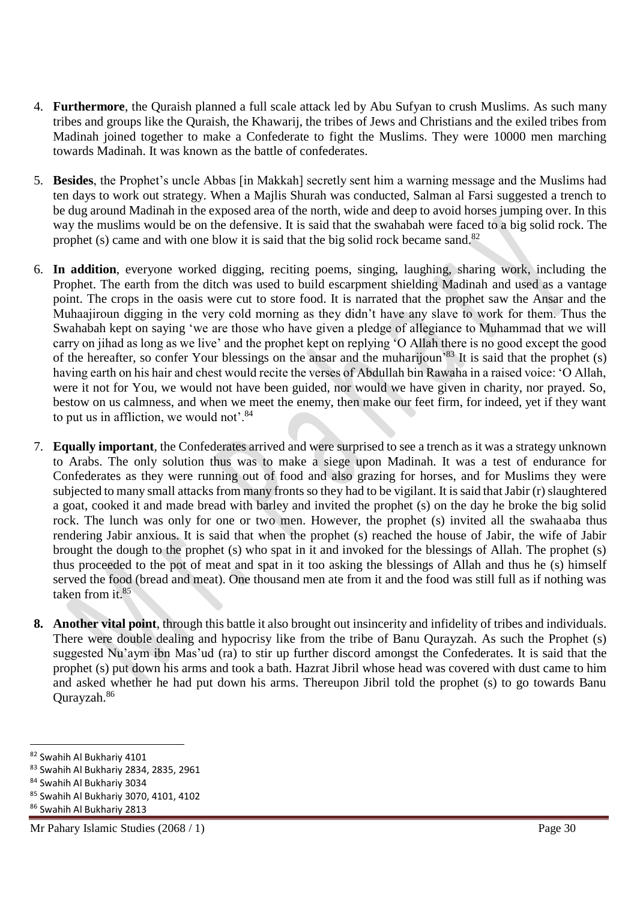4. **Furthermore**, the Quraish planned a full scale attack led by Abu Sufyan to crush Muslims. As such many tribes and groups like the Quraish, the Khawarij, the tribes of Jews and Christians and the exiled tribes from Madinah joined together to make a Confederate to fight the Muslims. They were 10000 men marching towards Madinah. It was known as the battle of confederates.

5. **Besides**, the Prophet's uncle Abbas [in Makkah] secretly sent him a warning message and the Muslims had ten days to work out strategy. When a Majlis Shurah was conducted, Salman al Farsi suggested a trench to be dug around Madinah in the exposed area of the north, wide and deep to avoid horses jumping over. In this way the muslims would be on the defensive. It is said that the swahabah were faced to a big solid rock. The prophet (s) came and with one blow it is said that the big solid rock became sand.[82]

6. **In addition**, everyone worked digging, reciting poems, singing, laughing, sharing work, including the Prophet. The earth from the ditch was used to build escarpment shielding Madinah and used as a vantage point. The crops in the oasis were cut to store food. It is narrated that the prophet saw the Ansar and the Muhaajiroun digging in the very cold morning as they didn't have any slave to work for them. Thus the Swahabah kept on saying 'we are those who have given a pledge of allegiance to Muhammad that we will carry on jihad as long as we live' and the prophet kept on replying 'O Allah there is no good except the good of the hereafter, so confer Your blessings on the ansar and the muharijoun'[83] It is said that the prophet (s) having earth on his hair and chest would recite the verses of Abdullah bin Rawaha in a raised voice: 'O Allah, were it not for You, we would not have been guided, nor would we have given in charity, nor prayed. So, bestow on us calmness, and when we meet the enemy, then make our feet firm, for indeed, yet if they want to put us in affliction, we would not'.[84]

7. **Equally important**, the Confederates arrived and were surprised to see a trench as it was a strategy unknown to Arabs. The only solution thus was to make a siege upon Madinah. It was a test of endurance for Confederates as they were running out of food and also grazing for horses, and for Muslims they were subjected to many small attacks from many fronts so they had to be vigilant. It is said that Jabir (r) slaughtered a goat, cooked it and made bread with barley and invited the prophet (s) on the day he broke the big solid rock. The lunch was only for one or two men. However, the prophet (s) invited all the swahaaba thus rendering Jabir anxious. It is said that when the prophet (s) reached the house of Jabir, the wife of Jabir brought the dough to the prophet (s) who spat in it and invoked for the blessings of Allah. The prophet (s) thus proceeded to the pot of meat and spat in it too asking the blessings of Allah and thus he (s) himself served the food (bread and meat). One thousand men ate from it and the food was still full as if nothing was taken from it.[85]

8. **Another vital point**, through this battle it also brought out insincerity and infidelity of tribes and individuals. There were double dealing and hypocrisy like from the tribe of Banu Qurayzah. As such the Prophet (s) suggested Nu'aym ibn Mas'ud (ra) to stir up further discord amongst the Confederates. It is said that the prophet (s) put down his arms and took a bath. Hazrat Jibril whose head was covered with dust came to him and asked whether he had put down his arms. Thereupon Jibril told the prophet (s) to go towards Banu Qurayzah.[86]

---

[82] Swahih Al Bukhariy 4101
[83] Swahih Al Bukhariy 2834, 2835, 2961
[84] Swahih Al Bukhariy 3034
[85] Swahih Al Bukhariy 3070, 4101, 4102
[86] Swahih Al Bukhariy 2813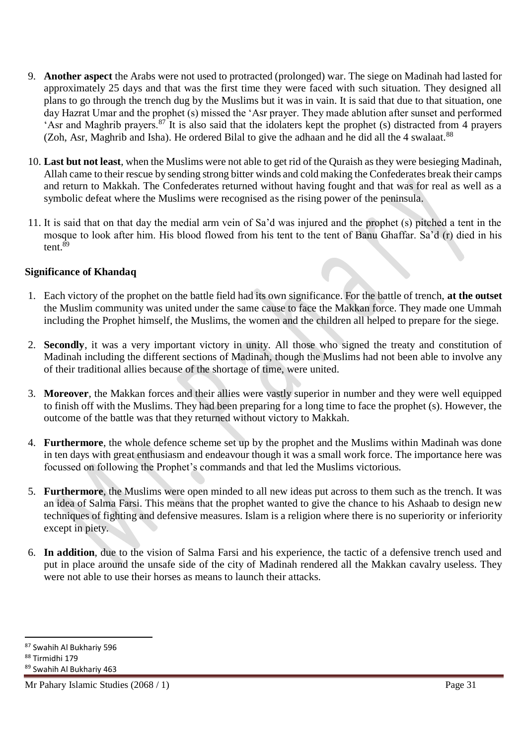9. **Another aspect** the Arabs were not used to protracted (prolonged) war. The siege on Madinah had lasted for approximately 25 days and that was the first time they were faced with such situation. They designed all plans to go through the trench dug by the Muslims but it was in vain. It is said that due to that situation, one day Hazrat Umar and the prophet (s) missed the 'Asr prayer. They made ablution after sunset and performed 'Asr and Maghrib prayers.[87] It is also said that the idolaters kept the prophet (s) distracted from 4 prayers (Zoh, Asr, Maghrib and Isha). He ordered Bilal to give the adhaan and he did all the 4 swalaat.[88]

10. **Last but not least**, when the Muslims were not able to get rid of the Quraish as they were besieging Madinah, Allah came to their rescue by sending strong bitter winds and cold making the Confederates break their camps and return to Makkah. The Confederates returned without having fought and that was for real as well as a symbolic defeat where the Muslims were recognised as the rising power of the peninsula.

11. It is said that on that day the medial arm vein of Sa'd was injured and the prophet (s) pitched a tent in the mosque to look after him. His blood flowed from his tent to the tent of Banu Ghaffar. Sa'd (r) died in his tent.[89]

**Significance of Khandaq**

1. Each victory of the prophet on the battle field had its own significance. For the battle of trench, **at the outset** the Muslim community was united under the same cause to face the Makkan force. They made one Ummah including the Prophet himself, the Muslims, the women and the children all helped to prepare for the siege.

2. **Secondly**, it was a very important victory in unity. All those who signed the treaty and constitution of Madinah including the different sections of Madinah, though the Muslims had not been able to involve any of their traditional allies because of the shortage of time, were united.

3. **Moreover**, the Makkan forces and their allies were vastly superior in number and they were well equipped to finish off with the Muslims. They had been preparing for a long time to face the prophet (s). However, the outcome of the battle was that they returned without victory to Makkah.

4. **Furthermore**, the whole defence scheme set up by the prophet and the Muslims within Madinah was done in ten days with great enthusiasm and endeavour though it was a small work force. The importance here was focussed on following the Prophet's commands and that led the Muslims victorious.

5. **Furthermore**, the Muslims were open minded to all new ideas put across to them such as the trench. It was an idea of Salma Farsi. This means that the prophet wanted to give the chance to his Ashaab to design new techniques of fighting and defensive measures. Islam is a religion where there is no superiority or inferiority except in piety.

6. **In addition**, due to the vision of Salma Farsi and his experience, the tactic of a defensive trench used and put in place around the unsafe side of the city of Madinah rendered all the Makkan cavalry useless. They were not able to use their horses as means to launch their attacks.

---

[87] Swahih Al Bukhariy 596

[88] Tirmidhi 179

[89] Swahih Al Bukhariy 463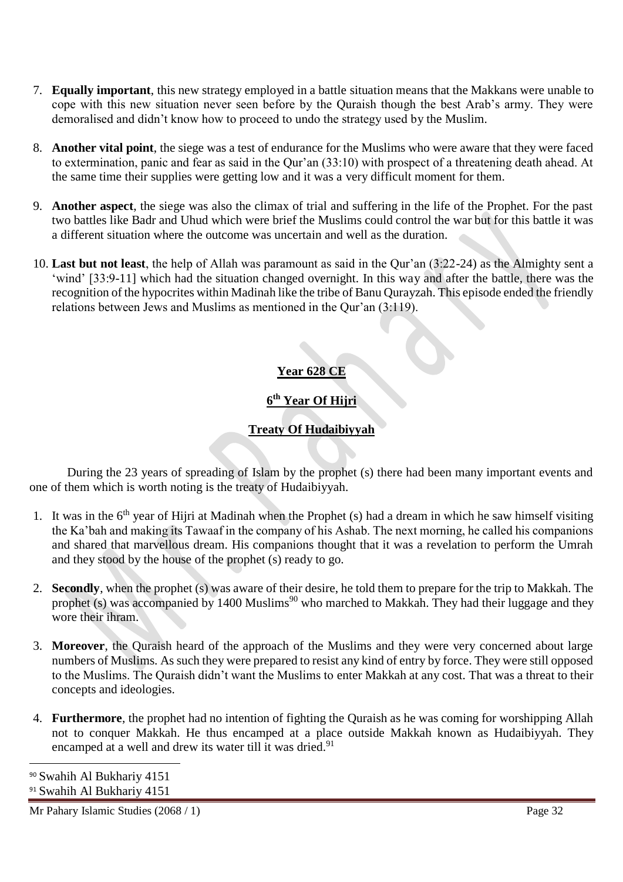7. **Equally important**, this new strategy employed in a battle situation means that the Makkans were unable to cope with this new situation never seen before by the Quraish though the best Arab's army. They were demoralised and didn't know how to proceed to undo the strategy used by the Muslim.

8. **Another vital point**, the siege was a test of endurance for the Muslims who were aware that they were faced to extermination, panic and fear as said in the Qur'an (33:10) with prospect of a threatening death ahead. At the same time their supplies were getting low and it was a very difficult moment for them.

9. **Another aspect**, the siege was also the climax of trial and suffering in the life of the Prophet. For the past two battles like Badr and Uhud which were brief the Muslims could control the war but for this battle it was a different situation where the outcome was uncertain and well as the duration.

10. **Last but not least**, the help of Allah was paramount as said in the Qur'an (3:22-24) as the Almighty sent a 'wind' [33:9-11] which had the situation changed overnight. In this way and after the battle, there was the recognition of the hypocrites within Madinah like the tribe of Banu Qurayzah. This episode ended the friendly relations between Jews and Muslims as mentioned in the Qur'an (3:119).

## Year 628 CE

## 6th Year Of Hijri

## Treaty Of Hudaibiyyah

During the 23 years of spreading of Islam by the prophet (s) there had been many important events and one of them which is worth noting is the treaty of Hudaibiyyah.

1. It was in the 6th year of Hijri at Madinah when the Prophet (s) had a dream in which he saw himself visiting the Ka'bah and making its Tawaaf in the company of his Ashab. The next morning, he called his companions and shared that marvellous dream. His companions thought that it was a revelation to perform the Umrah and they stood by the house of the prophet (s) ready to go.

2. **Secondly**, when the prophet (s) was aware of their desire, he told them to prepare for the trip to Makkah. The prophet (s) was accompanied by 1400 Muslims[90] who marched to Makkah. They had their luggage and they wore their ihram.

3. **Moreover**, the Quraish heard of the approach of the Muslims and they were very concerned about large numbers of Muslims. As such they were prepared to resist any kind of entry by force. They were still opposed to the Muslims. The Quraish didn't want the Muslims to enter Makkah at any cost. That was a threat to their concepts and ideologies.

4. **Furthermore**, the prophet had no intention of fighting the Quraish as he was coming for worshipping Allah not to conquer Makkah. He thus encamped at a place outside Makkah known as Hudaibiyyah. They encamped at a well and drew its water till it was dried.[91]

---

[90] Swahih Al Bukhariy 4151

[91] Swahih Al Bukhariy 4151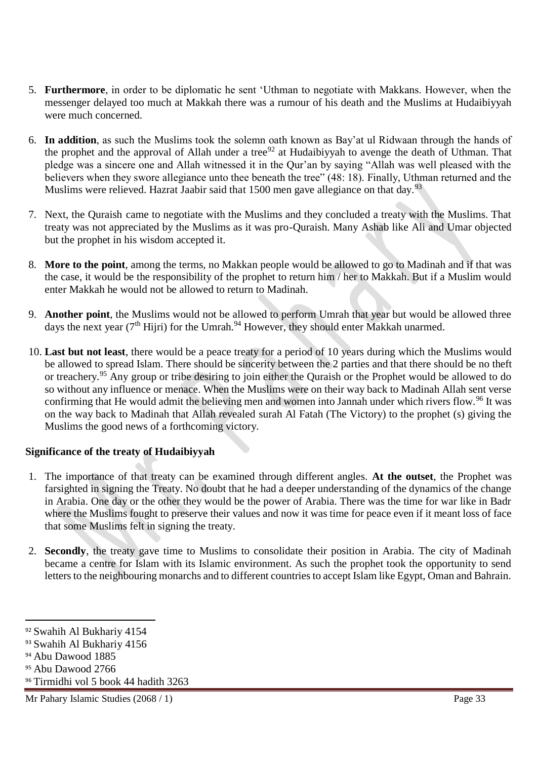5. **Furthermore**, in order to be diplomatic he sent 'Uthman to negotiate with Makkans. However, when the messenger delayed too much at Makkah there was a rumour of his death and the Muslims at Hudaibiyyah were much concerned.

6. **In addition**, as such the Muslims took the solemn oath known as Bay'at ul Ridwaan through the hands of the prophet and the approval of Allah under a tree[92] at Hudaibiyyah to avenge the death of Uthman. That pledge was a sincere one and Allah witnessed it in the Qur'an by saying "Allah was well pleased with the believers when they swore allegiance unto thee beneath the tree" (48: 18). Finally, Uthman returned and the Muslims were relieved. Hazrat Jaabir said that 1500 men gave allegiance on that day.[93]

7. Next, the Quraish came to negotiate with the Muslims and they concluded a treaty with the Muslims. That treaty was not appreciated by the Muslims as it was pro-Quraish. Many Ashab like Ali and Umar objected but the prophet in his wisdom accepted it.

8. **More to the point**, among the terms, no Makkan people would be allowed to go to Madinah and if that was the case, it would be the responsibility of the prophet to return him / her to Makkah. But if a Muslim would enter Makkah he would not be allowed to return to Madinah.

9. **Another point**, the Muslims would not be allowed to perform Umrah that year but would be allowed three days the next year (7th Hijri) for the Umrah.[94] However, they should enter Makkah unarmed.

10. **Last but not least**, there would be a peace treaty for a period of 10 years during which the Muslims would be allowed to spread Islam. There should be sincerity between the 2 parties and that there should be no theft or treachery.[95] Any group or tribe desiring to join either the Quraish or the Prophet would be allowed to do so without any influence or menace. When the Muslims were on their way back to Madinah Allah sent verse confirming that He would admit the believing men and women into Jannah under which rivers flow.[96] It was on the way back to Madinah that Allah revealed surah Al Fatah (The Victory) to the prophet (s) giving the Muslims the good news of a forthcoming victory.

**Significance of the treaty of Hudaibiyyah**

1. The importance of that treaty can be examined through different angles. **At the outset**, the Prophet was farsighted in signing the Treaty. No doubt that he had a deeper understanding of the dynamics of the change in Arabia. One day or the other they would be the power of Arabia. There was the time for war like in Badr where the Muslims fought to preserve their values and now it was time for peace even if it meant loss of face that some Muslims felt in signing the treaty.

2. **Secondly**, the treaty gave time to Muslims to consolidate their position in Arabia. The city of Madinah became a centre for Islam with its Islamic environment. As such the prophet took the opportunity to send letters to the neighbouring monarchs and to different countries to accept Islam like Egypt, Oman and Bahrain.

---

[92] Swahih Al Bukhariy 4154

[93] Swahih Al Bukhariy 4156

[94] Abu Dawood 1885

[95] Abu Dawood 2766

[96] Tirmidhi vol 5 book 44 hadith 3263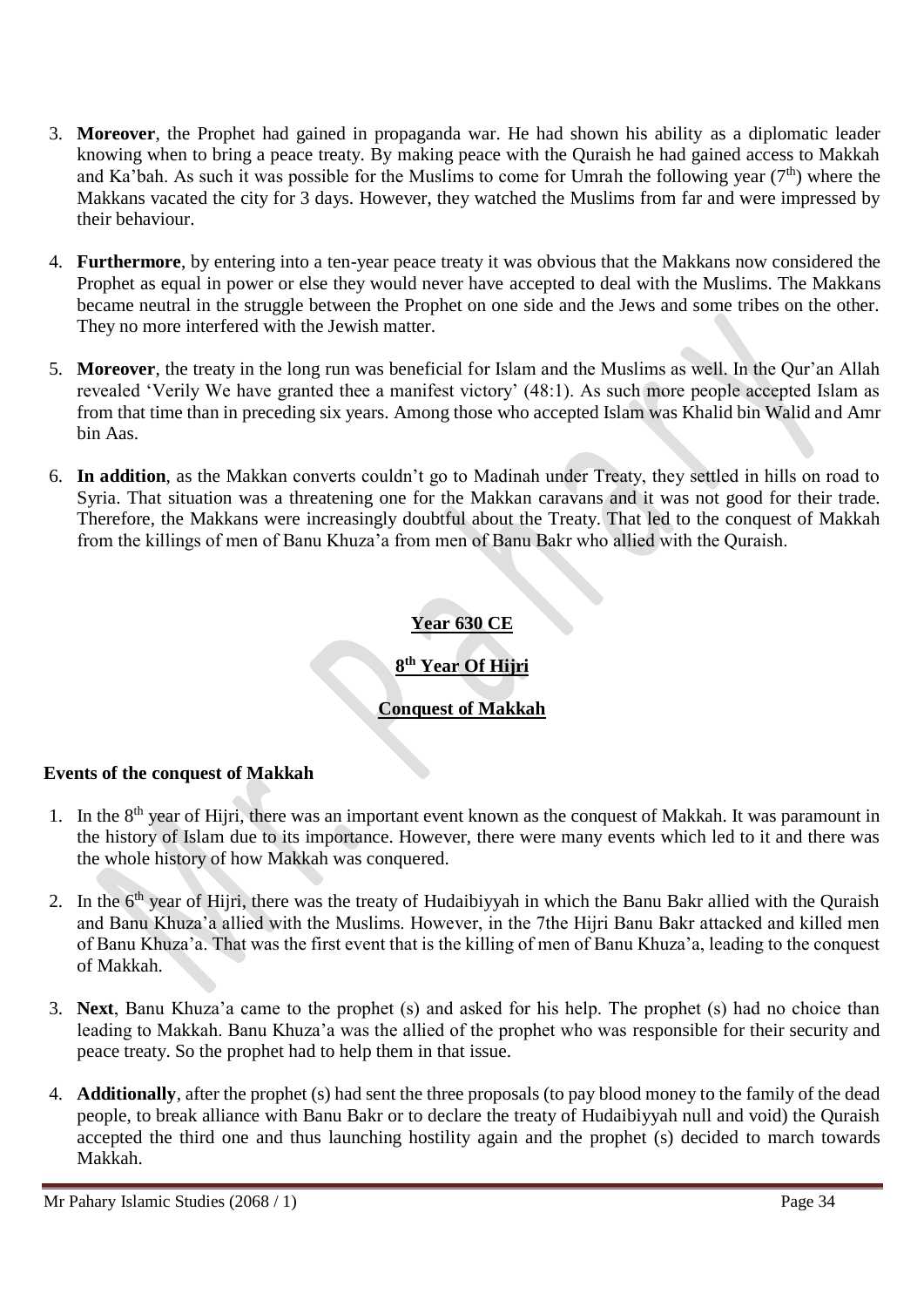3. **Moreover**, the Prophet had gained in propaganda war. He had shown his ability as a diplomatic leader knowing when to bring a peace treaty. By making peace with the Quraish he had gained access to Makkah and Ka'bah. As such it was possible for the Muslims to come for Umrah the following year (7th) where the Makkans vacated the city for 3 days. However, they watched the Muslims from far and were impressed by their behaviour.

4. **Furthermore**, by entering into a ten-year peace treaty it was obvious that the Makkans now considered the Prophet as equal in power or else they would never have accepted to deal with the Muslims. The Makkans became neutral in the struggle between the Prophet on one side and the Jews and some tribes on the other. They no more interfered with the Jewish matter.

5. **Moreover**, the treaty in the long run was beneficial for Islam and the Muslims as well. In the Qur'an Allah revealed 'Verily We have granted thee a manifest victory' (48:1). As such more people accepted Islam as from that time than in preceding six years. Among those who accepted Islam was Khalid bin Walid and Amr bin Aas.

6. **In addition**, as the Makkan converts couldn't go to Madinah under Treaty, they settled in hills on road to Syria. That situation was a threatening one for the Makkan caravans and it was not good for their trade. Therefore, the Makkans were increasingly doubtful about the Treaty. That led to the conquest of Makkah from the killings of men of Banu Khuza'a from men of Banu Bakr who allied with the Quraish.

## Year 630 CE

## 8th Year Of Hijri

## Conquest of Makkah

### Events of the conquest of Makkah

1. In the 8th year of Hijri, there was an important event known as the conquest of Makkah. It was paramount in the history of Islam due to its importance. However, there were many events which led to it and there was the whole history of how Makkah was conquered.

2. In the 6th year of Hijri, there was the treaty of Hudaibiyyah in which the Banu Bakr allied with the Quraish and Banu Khuza'a allied with the Muslims. However, in the 7the Hijri Banu Bakr attacked and killed men of Banu Khuza'a. That was the first event that is the killing of men of Banu Khuza'a, leading to the conquest of Makkah.

3. **Next**, Banu Khuza'a came to the prophet (s) and asked for his help. The prophet (s) had no choice than leading to Makkah. Banu Khuza'a was the allied of the prophet who was responsible for their security and peace treaty. So the prophet had to help them in that issue.

4. **Additionally**, after the prophet (s) had sent the three proposals (to pay blood money to the family of the dead people, to break alliance with Banu Bakr or to declare the treaty of Hudaibiyyah null and void) the Quraish accepted the third one and thus launching hostility again and the prophet (s) decided to march towards Makkah.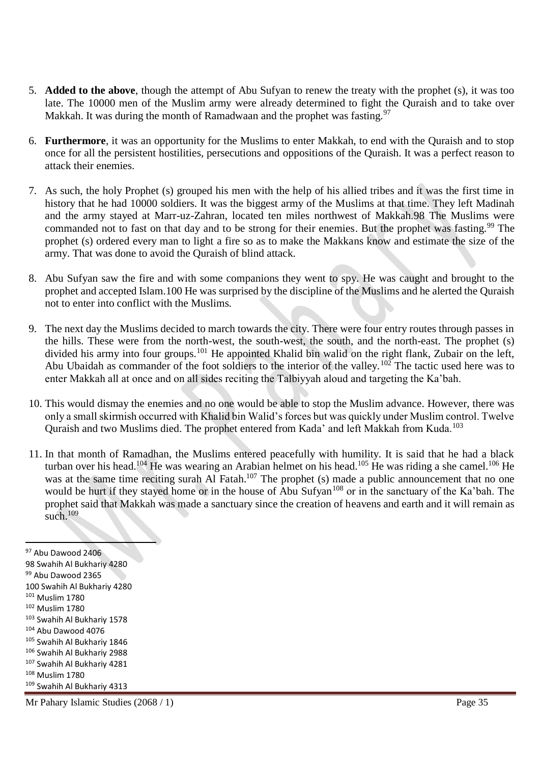5. **Added to the above**, though the attempt of Abu Sufyan to renew the treaty with the prophet (s), it was too late. The 10000 men of the Muslim army were already determined to fight the Quraish and to take over Makkah. It was during the month of Ramadwaan and the prophet was fasting.[97]

6. **Furthermore**, it was an opportunity for the Muslims to enter Makkah, to end with the Quraish and to stop once for all the persistent hostilities, persecutions and oppositions of the Quraish. It was a perfect reason to attack their enemies.

7. As such, the holy Prophet (s) grouped his men with the help of his allied tribes and it was the first time in history that he had 10000 soldiers. It was the biggest army of the Muslims at that time. They left Madinah and the army stayed at Marr-uz-Zahran, located ten miles northwest of Makkah.98 The Muslims were commanded not to fast on that day and to be strong for their enemies. But the prophet was fasting.[99] The prophet (s) ordered every man to light a fire so as to make the Makkans know and estimate the size of the army. That was done to avoid the Quraish of blind attack.

8. Abu Sufyan saw the fire and with some companions they went to spy. He was caught and brought to the prophet and accepted Islam.100 He was surprised by the discipline of the Muslims and he alerted the Quraish not to enter into conflict with the Muslims.

9. The next day the Muslims decided to march towards the city. There were four entry routes through passes in the hills. These were from the north-west, the south-west, the south, and the north-east. The prophet (s) divided his army into four groups.[101] He appointed Khalid bin walid on the right flank, Zubair on the left, Abu Ubaidah as commander of the foot soldiers to the interior of the valley.[102] The tactic used here was to enter Makkah all at once and on all sides reciting the Talbiyyah aloud and targeting the Ka'bah.

10. This would dismay the enemies and no one would be able to stop the Muslim advance. However, there was only a small skirmish occurred with Khalid bin Walid's forces but was quickly under Muslim control. Twelve Quraish and two Muslims died. The prophet entered from Kada' and left Makkah from Kuda.[103]

11. In that month of Ramadhan, the Muslims entered peacefully with humility. It is said that he had a black turban over his head.[104] He was wearing an Arabian helmet on his head.[105] He was riding a she camel.[106] He was at the same time reciting surah Al Fatah.[107] The prophet (s) made a public announcement that no one would be hurt if they stayed home or in the house of Abu Sufyan[108] or in the sanctuary of the Ka'bah. The prophet said that Makkah was made a sanctuary since the creation of heavens and earth and it will remain as such.[109]

---

[97] Abu Dawood 2406
98 Swahih Al Bukhariy 4280
[99] Abu Dawood 2365
100 Swahih Al Bukhariy 4280
[101] Muslim 1780
[102] Muslim 1780
[103] Swahih Al Bukhariy 1578
[104] Abu Dawood 4076
[105] Swahih Al Bukhariy 1846
[106] Swahih Al Bukhariy 2988
[107] Swahih Al Bukhariy 4281
[108] Muslim 1780
[109] Swahih Al Bukhariy 4313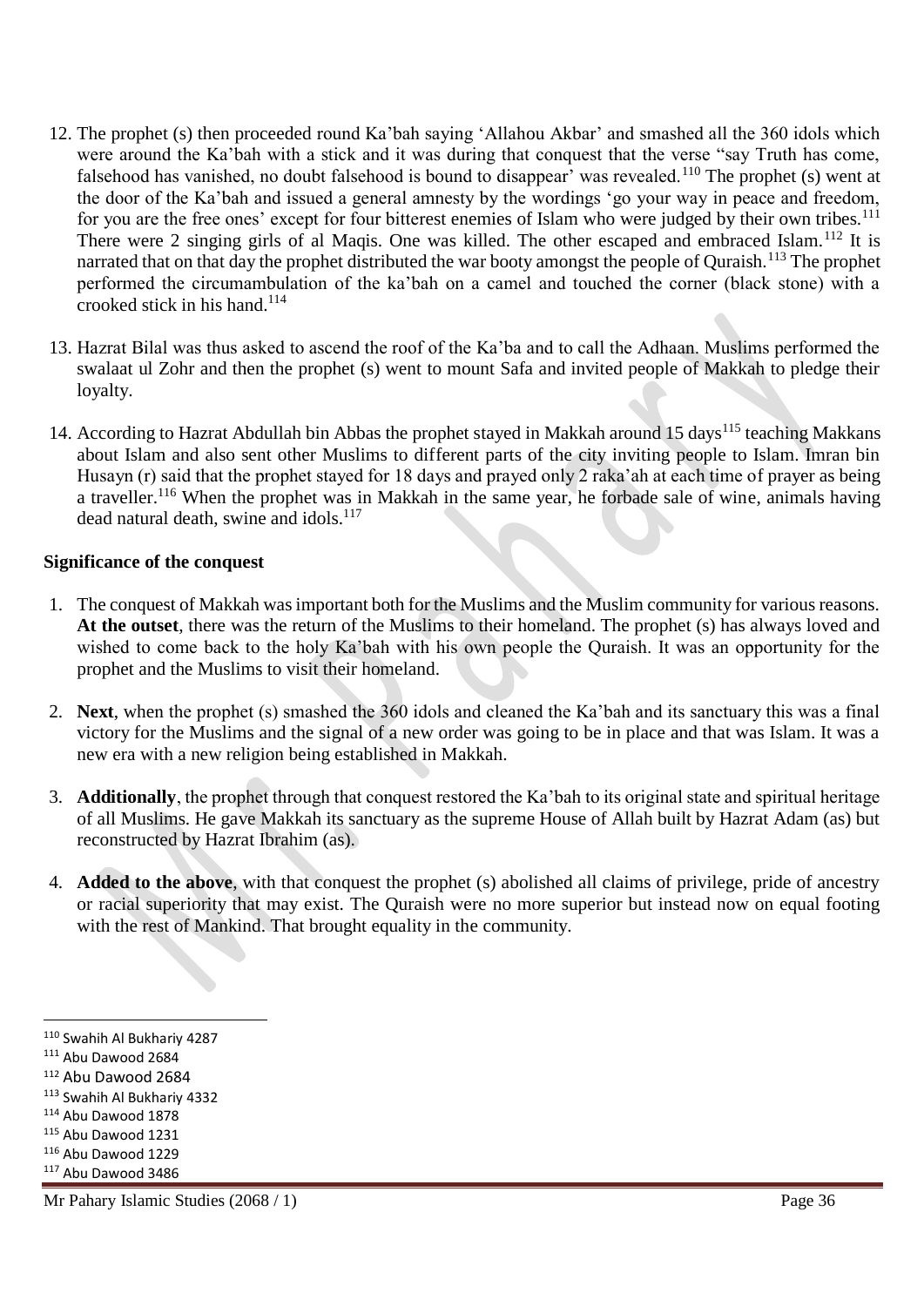12. The prophet (s) then proceeded round Ka'bah saying 'Allahou Akbar' and smashed all the 360 idols which were around the Ka'bah with a stick and it was during that conquest that the verse "say Truth has come, falsehood has vanished, no doubt falsehood is bound to disappear' was revealed.[110] The prophet (s) went at the door of the Ka'bah and issued a general amnesty by the wordings 'go your way in peace and freedom, for you are the free ones' except for four bitterest enemies of Islam who were judged by their own tribes.[111] There were 2 singing girls of al Maqis. One was killed. The other escaped and embraced Islam.[112] It is narrated that on that day the prophet distributed the war booty amongst the people of Quraish.[113] The prophet performed the circumambulation of the ka'bah on a camel and touched the corner (black stone) with a crooked stick in his hand.[114]

13. Hazrat Bilal was thus asked to ascend the roof of the Ka'ba and to call the Adhaan. Muslims performed the swalaat ul Zohr and then the prophet (s) went to mount Safa and invited people of Makkah to pledge their loyalty.

14. According to Hazrat Abdullah bin Abbas the prophet stayed in Makkah around 15 days[115] teaching Makkans about Islam and also sent other Muslims to different parts of the city inviting people to Islam. Imran bin Husayn (r) said that the prophet stayed for 18 days and prayed only 2 raka'ah at each time of prayer as being a traveller.[116] When the prophet was in Makkah in the same year, he forbade sale of wine, animals having dead natural death, swine and idols.[117]

**Significance of the conquest**

1. The conquest of Makkah was important both for the Muslims and the Muslim community for various reasons. **At the outset**, there was the return of the Muslims to their homeland. The prophet (s) has always loved and wished to come back to the holy Ka'bah with his own people the Quraish. It was an opportunity for the prophet and the Muslims to visit their homeland.

2. **Next**, when the prophet (s) smashed the 360 idols and cleaned the Ka'bah and its sanctuary this was a final victory for the Muslims and the signal of a new order was going to be in place and that was Islam. It was a new era with a new religion being established in Makkah.

3. **Additionally**, the prophet through that conquest restored the Ka'bah to its original state and spiritual heritage of all Muslims. He gave Makkah its sanctuary as the supreme House of Allah built by Hazrat Adam (as) but reconstructed by Hazrat Ibrahim (as).

4. **Added to the above**, with that conquest the prophet (s) abolished all claims of privilege, pride of ancestry or racial superiority that may exist. The Quraish were no more superior but instead now on equal footing with the rest of Mankind. That brought equality in the community.

---

[110] Swahih Al Bukhariy 4287
[111] Abu Dawood 2684
[112] Abu Dawood 2684
[113] Swahih Al Bukhariy 4332
[114] Abu Dawood 1878
[115] Abu Dawood 1231
[116] Abu Dawood 1229
[117] Abu Dawood 3486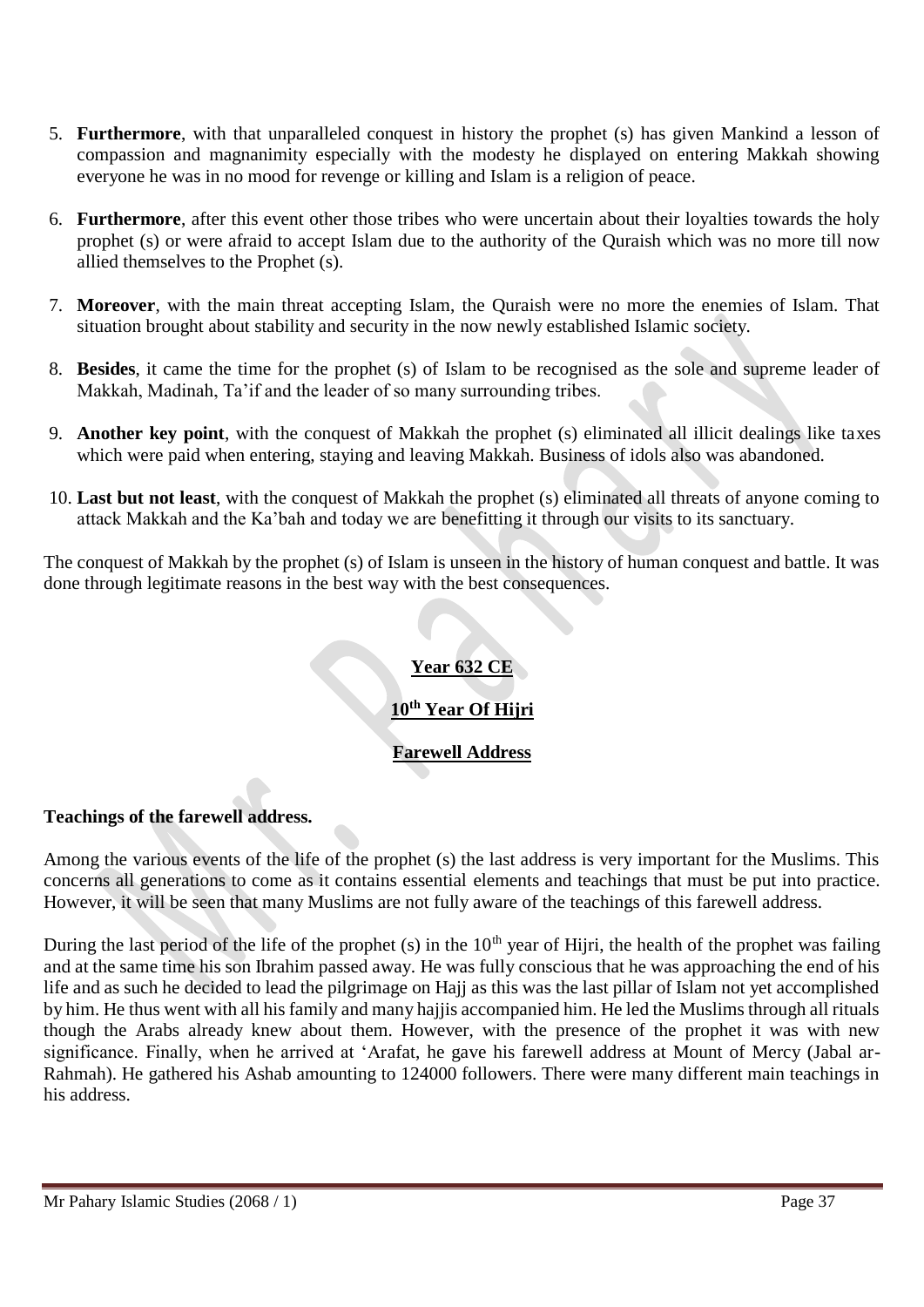5. **Furthermore**, with that unparalleled conquest in history the prophet (s) has given Mankind a lesson of compassion and magnanimity especially with the modesty he displayed on entering Makkah showing everyone he was in no mood for revenge or killing and Islam is a religion of peace.

6. **Furthermore**, after this event other those tribes who were uncertain about their loyalties towards the holy prophet (s) or were afraid to accept Islam due to the authority of the Quraish which was no more till now allied themselves to the Prophet (s).

7. **Moreover**, with the main threat accepting Islam, the Quraish were no more the enemies of Islam. That situation brought about stability and security in the now newly established Islamic society.

8. **Besides**, it came the time for the prophet (s) of Islam to be recognised as the sole and supreme leader of Makkah, Madinah, Ta'if and the leader of so many surrounding tribes.

9. **Another key point**, with the conquest of Makkah the prophet (s) eliminated all illicit dealings like taxes which were paid when entering, staying and leaving Makkah. Business of idols also was abandoned.

10. **Last but not least**, with the conquest of Makkah the prophet (s) eliminated all threats of anyone coming to attack Makkah and the Ka'bah and today we are benefitting it through our visits to its sanctuary.

The conquest of Makkah by the prophet (s) of Islam is unseen in the history of human conquest and battle. It was done through legitimate reasons in the best way with the best consequences.

## Year 632 CE

## 10th Year Of Hijri

## Farewell Address

**Teachings of the farewell address.**

Among the various events of the life of the prophet (s) the last address is very important for the Muslims. This concerns all generations to come as it contains essential elements and teachings that must be put into practice. However, it will be seen that many Muslims are not fully aware of the teachings of this farewell address.

During the last period of the life of the prophet (s) in the 10th year of Hijri, the health of the prophet was failing and at the same time his son Ibrahim passed away. He was fully conscious that he was approaching the end of his life and as such he decided to lead the pilgrimage on Hajj as this was the last pillar of Islam not yet accomplished by him. He thus went with all his family and many hajjis accompanied him. He led the Muslims through all rituals though the Arabs already knew about them. However, with the presence of the prophet it was with new significance. Finally, when he arrived at 'Arafat, he gave his farewell address at Mount of Mercy (Jabal ar-Rahmah). He gathered his Ashab amounting to 124000 followers. There were many different main teachings in his address.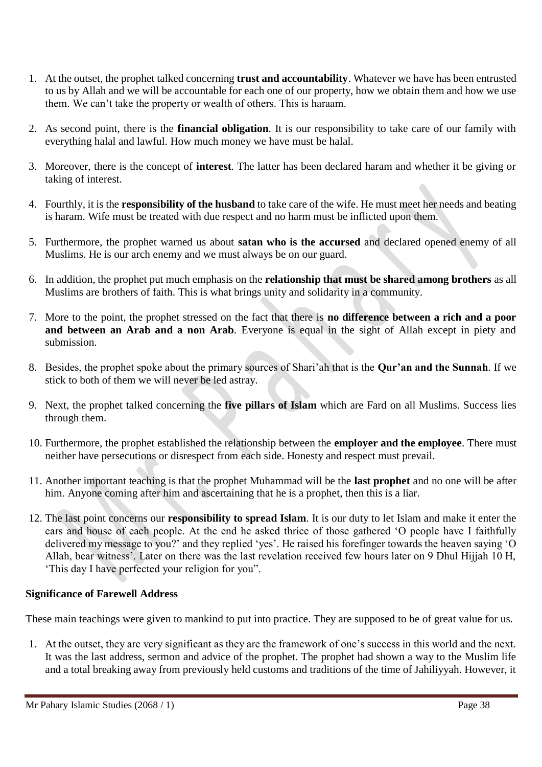1. At the outset, the prophet talked concerning **trust and accountability**. Whatever we have has been entrusted to us by Allah and we will be accountable for each one of our property, how we obtain them and how we use them. We can't take the property or wealth of others. This is haraam.

2. As second point, there is the **financial obligation**. It is our responsibility to take care of our family with everything halal and lawful. How much money we have must be halal.

3. Moreover, there is the concept of **interest**. The latter has been declared haram and whether it be giving or taking of interest.

4. Fourthly, it is the **responsibility of the husband** to take care of the wife. He must meet her needs and beating is haram. Wife must be treated with due respect and no harm must be inflicted upon them.

5. Furthermore, the prophet warned us about **satan who is the accursed** and declared opened enemy of all Muslims. He is our arch enemy and we must always be on our guard.

6. In addition, the prophet put much emphasis on the **relationship that must be shared among brothers** as all Muslims are brothers of faith. This is what brings unity and solidarity in a community.

7. More to the point, the prophet stressed on the fact that there is **no difference between a rich and a poor and between an Arab and a non Arab**. Everyone is equal in the sight of Allah except in piety and submission.

8. Besides, the prophet spoke about the primary sources of Shari'ah that is the **Qur'an and the Sunnah**. If we stick to both of them we will never be led astray.

9. Next, the prophet talked concerning the **five pillars of Islam** which are Fard on all Muslims. Success lies through them.

10. Furthermore, the prophet established the relationship between the **employer and the employee**. There must neither have persecutions or disrespect from each side. Honesty and respect must prevail.

11. Another important teaching is that the prophet Muhammad will be the **last prophet** and no one will be after him. Anyone coming after him and ascertaining that he is a prophet, then this is a liar.

12. The last point concerns our **responsibility to spread Islam**. It is our duty to let Islam and make it enter the ears and house of each people. At the end he asked thrice of those gathered 'O people have I faithfully delivered my message to you?' and they replied 'yes'. He raised his forefinger towards the heaven saying 'O Allah, bear witness'. Later on there was the last revelation received few hours later on 9 Dhul Hijjah 10 H, 'This day I have perfected your religion for you".

**Significance of Farewell Address**

These main teachings were given to mankind to put into practice. They are supposed to be of great value for us.

1. At the outset, they are very significant as they are the framework of one's success in this world and the next. It was the last address, sermon and advice of the prophet. The prophet had shown a way to the Muslim life and a total breaking away from previously held customs and traditions of the time of Jahiliyyah. However, it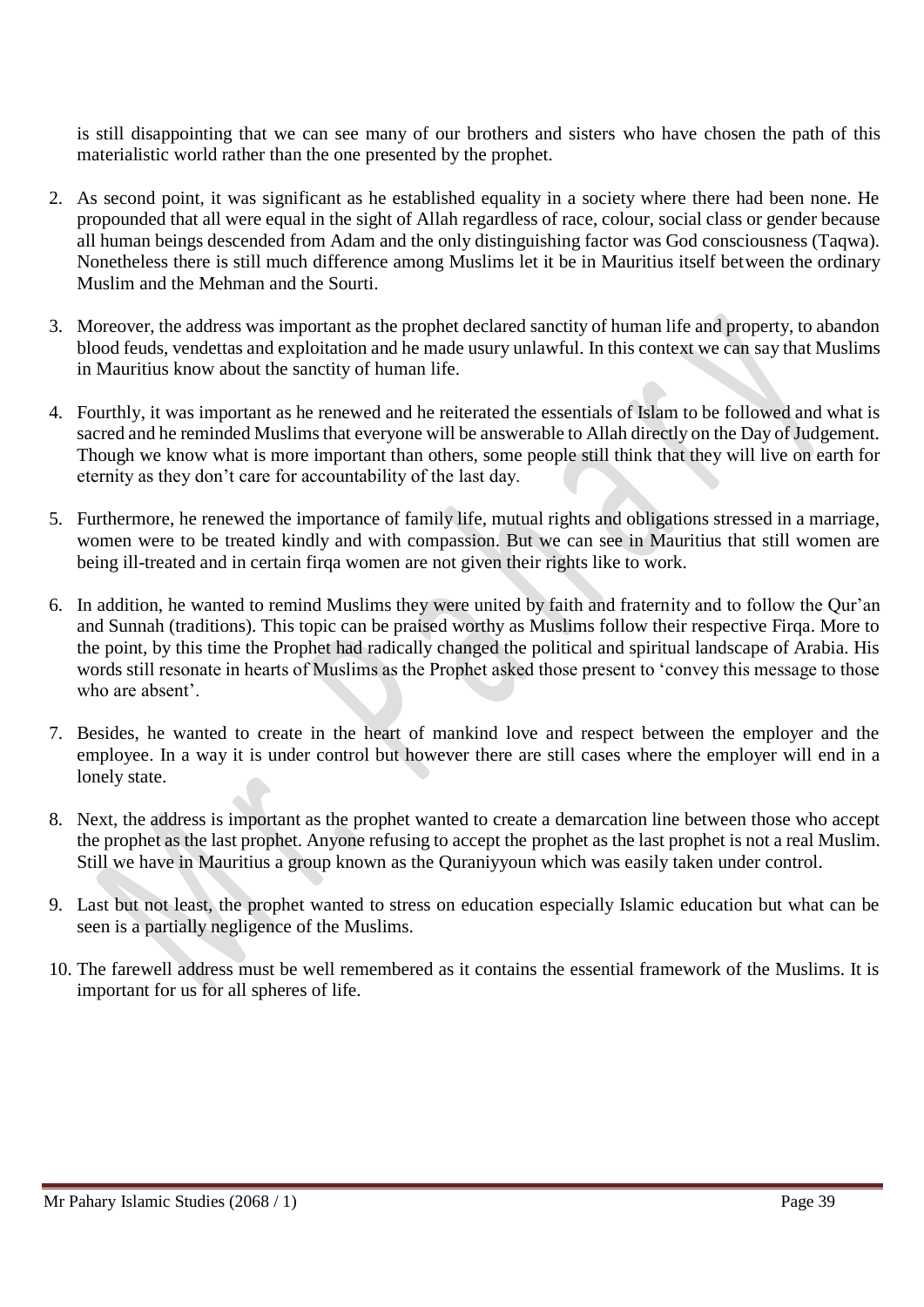is still disappointing that we can see many of our brothers and sisters who have chosen the path of this materialistic world rather than the one presented by the prophet.

2. As second point, it was significant as he established equality in a society where there had been none. He propounded that all were equal in the sight of Allah regardless of race, colour, social class or gender because all human beings descended from Adam and the only distinguishing factor was God consciousness (Taqwa). Nonetheless there is still much difference among Muslims let it be in Mauritius itself between the ordinary Muslim and the Mehman and the Sourti.

3. Moreover, the address was important as the prophet declared sanctity of human life and property, to abandon blood feuds, vendettas and exploitation and he made usury unlawful. In this context we can say that Muslims in Mauritius know about the sanctity of human life.

4. Fourthly, it was important as he renewed and he reiterated the essentials of Islam to be followed and what is sacred and he reminded Muslims that everyone will be answerable to Allah directly on the Day of Judgement. Though we know what is more important than others, some people still think that they will live on earth for eternity as they don't care for accountability of the last day.

5. Furthermore, he renewed the importance of family life, mutual rights and obligations stressed in a marriage, women were to be treated kindly and with compassion. But we can see in Mauritius that still women are being ill-treated and in certain firqa women are not given their rights like to work.

6. In addition, he wanted to remind Muslims they were united by faith and fraternity and to follow the Qur'an and Sunnah (traditions). This topic can be praised worthy as Muslims follow their respective Firqa. More to the point, by this time the Prophet had radically changed the political and spiritual landscape of Arabia. His words still resonate in hearts of Muslims as the Prophet asked those present to 'convey this message to those who are absent'.

7. Besides, he wanted to create in the heart of mankind love and respect between the employer and the employee. In a way it is under control but however there are still cases where the employer will end in a lonely state.

8. Next, the address is important as the prophet wanted to create a demarcation line between those who accept the prophet as the last prophet. Anyone refusing to accept the prophet as the last prophet is not a real Muslim. Still we have in Mauritius a group known as the Quraniyyoun which was easily taken under control.

9. Last but not least, the prophet wanted to stress on education especially Islamic education but what can be seen is a partially negligence of the Muslims.

10. The farewell address must be well remembered as it contains the essential framework of the Muslims. It is important for us for all spheres of life.